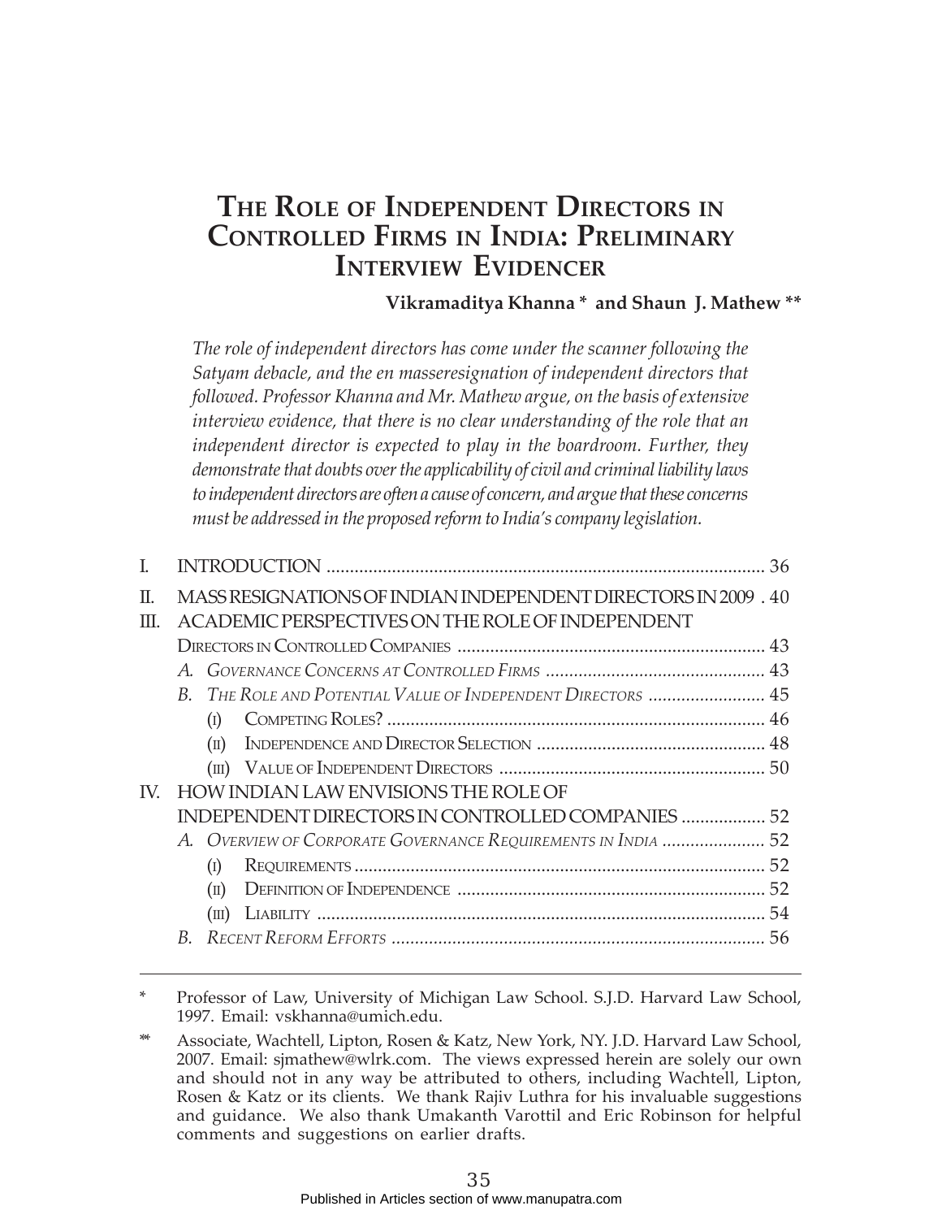# The Role of Independent Directors in Controlled Firms in India: Preliminary Interview Evidencer

**Vikramaditya Khanna * and Shaun J. Mathew ****

*The role of independent directors has come under the scanner following the Satyam debacle, and the en masseresignation of independent directors that followed. Professor Khanna and Mr. Mathew argue, on the basis of extensive interview evidence, that there is no clear understanding of the role that an independent director is expected to play in the boardroom. Further, they demonstrate that doubts over the applicability of civil and criminal liability laws to independent directors are often a cause of concern, and argue that these concerns must be addressed in the proposed reform to India's company legislation.*

- I. INTRODUCTION .......... 36
- II. MASS RESIGNATIONS OF INDIAN INDEPENDENT DIRECTORS IN 2009 . 40
- III. ACADEMIC PERSPECTIVES ON THE ROLE OF INDEPENDENT DIRECTORS IN CONTROLLED COMPANIES .......... 43
  - A. *Governance Concerns at Controlled Firms* .......... 43
  - B. *The Role and Potential Value of Independent Directors* .......... 45
    - (i) Competing Roles? .......... 46
    - (ii) Independence and Director Selection .......... 48
    - (iii) Value of Independent Directors .......... 50
- IV. HOW INDIAN LAW ENVISIONS THE ROLE OF INDEPENDENT DIRECTORS IN CONTROLLED COMPANIES .......... 52
  - A. *Overview of Corporate Governance Requirements in India* .......... 52
    - (i) Requirements .......... 52
    - (ii) Definition of Independence .......... 52
    - (iii) Liability .......... 54
  - B. *Recent Reform Efforts* .......... 56

---

\* Professor of Law, University of Michigan Law School. S.J.D. Harvard Law School, 1997. Email: vskhanna@umich.edu.

\** Associate, Wachtell, Lipton, Rosen & Katz, New York, NY. J.D. Harvard Law School, 2007. Email: sjmathew@wlrk.com. The views expressed herein are solely our own and should not in any way be attributed to others, including Wachtell, Lipton, Rosen & Katz or its clients. We thank Rajiv Luthra for his invaluable suggestions and guidance. We also thank Umakanth Varottil and Eric Robinson for helpful comments and suggestions on earlier drafts.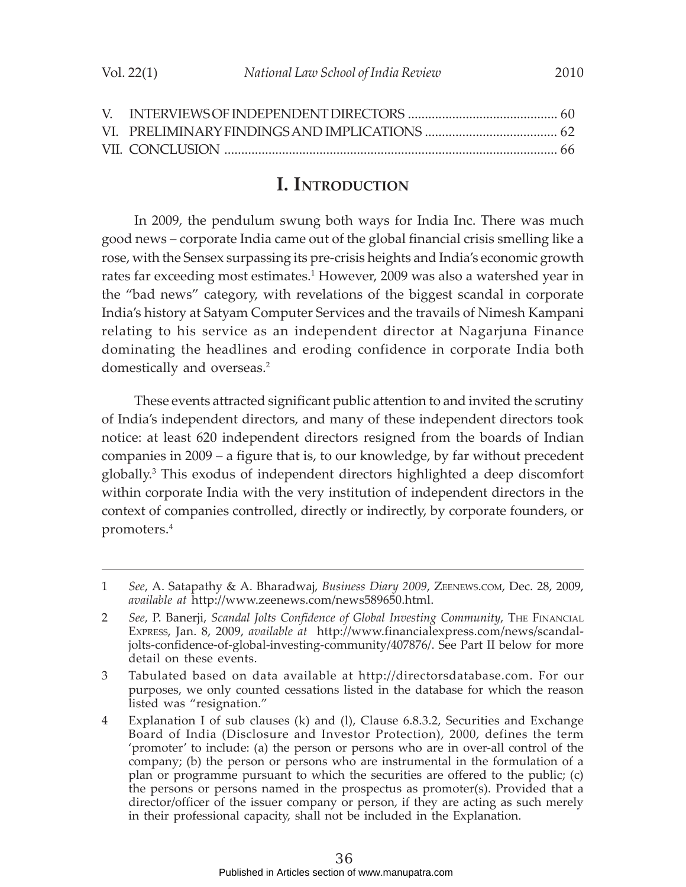V. INTERVIEWS OF INDEPENDENT DIRECTORS ........................................... 60
VI. PRELIMINARY FINDINGS AND IMPLICATIONS ...................................... 62
VII. CONCLUSION ................................................................................................ 66

## I. Introduction

In 2009, the pendulum swung both ways for India Inc. There was much good news – corporate India came out of the global financial crisis smelling like a rose, with the Sensex surpassing its pre-crisis heights and India's economic growth rates far exceeding most estimates.[1] However, 2009 was also a watershed year in the "bad news" category, with revelations of the biggest scandal in corporate India's history at Satyam Computer Services and the travails of Nimesh Kampani relating to his service as an independent director at Nagarjuna Finance dominating the headlines and eroding confidence in corporate India both domestically and overseas.[2]

These events attracted significant public attention to and invited the scrutiny of India's independent directors, and many of these independent directors took notice: at least 620 independent directors resigned from the boards of Indian companies in 2009 – a figure that is, to our knowledge, by far without precedent globally.[3] This exodus of independent directors highlighted a deep discomfort within corporate India with the very institution of independent directors in the context of companies controlled, directly or indirectly, by corporate founders, or promoters.[4]

---

1 *See*, A. Satapathy & A. Bharadwaj, *Business Diary 2009*, Zeenews.com, Dec. 28, 2009, *available at* http://www.zeenews.com/news589650.html.

2 *See*, P. Banerji, *Scandal Jolts Confidence of Global Investing Community*, The Financial Express, Jan. 8, 2009, *available at* http://www.financialexpress.com/news/scandal-jolts-confidence-of-global-investing-community/407876/. See Part II below for more detail on these events.

3 Tabulated based on data available at http://directorsdatabase.com. For our purposes, we only counted cessations listed in the database for which the reason listed was "resignation."

4 Explanation I of sub clauses (k) and (l), Clause 6.8.3.2, Securities and Exchange Board of India (Disclosure and Investor Protection), 2000, defines the term 'promoter' to include: (a) the person or persons who are in over-all control of the company; (b) the person or persons who are instrumental in the formulation of a plan or programme pursuant to which the securities are offered to the public; (c) the persons or persons named in the prospectus as promoter(s). Provided that a director/officer of the issuer company or person, if they are acting as such merely in their professional capacity, shall not be included in the Explanation.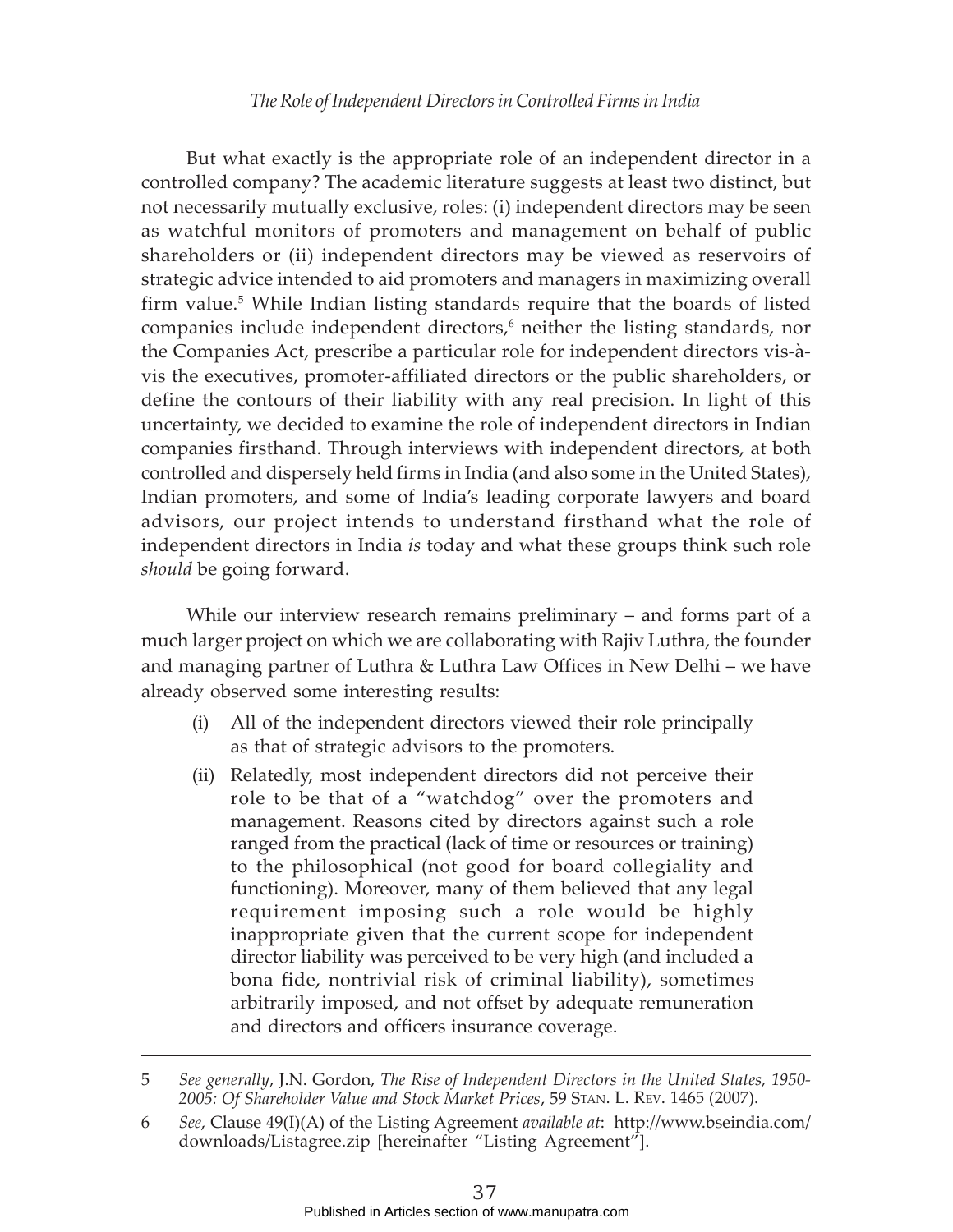But what exactly is the appropriate role of an independent director in a controlled company? The academic literature suggests at least two distinct, but not necessarily mutually exclusive, roles: (i) independent directors may be seen as watchful monitors of promoters and management on behalf of public shareholders or (ii) independent directors may be viewed as reservoirs of strategic advice intended to aid promoters and managers in maximizing overall firm value.[5] While Indian listing standards require that the boards of listed companies include independent directors,[6] neither the listing standards, nor the Companies Act, prescribe a particular role for independent directors vis-à-vis the executives, promoter-affiliated directors or the public shareholders, or define the contours of their liability with any real precision. In light of this uncertainty, we decided to examine the role of independent directors in Indian companies firsthand. Through interviews with independent directors, at both controlled and dispersely held firms in India (and also some in the United States), Indian promoters, and some of India's leading corporate lawyers and board advisors, our project intends to understand firsthand what the role of independent directors in India *is* today and what these groups think such role *should* be going forward.

While our interview research remains preliminary – and forms part of a much larger project on which we are collaborating with Rajiv Luthra, the founder and managing partner of Luthra & Luthra Law Offices in New Delhi – we have already observed some interesting results:

(i) All of the independent directors viewed their role principally as that of strategic advisors to the promoters.

(ii) Relatedly, most independent directors did not perceive their role to be that of a "watchdog" over the promoters and management. Reasons cited by directors against such a role ranged from the practical (lack of time or resources or training) to the philosophical (not good for board collegiality and functioning). Moreover, many of them believed that any legal requirement imposing such a role would be highly inappropriate given that the current scope for independent director liability was perceived to be very high (and included a bona fide, nontrivial risk of criminal liability), sometimes arbitrarily imposed, and not offset by adequate remuneration and directors and officers insurance coverage.

---

5 *See generally*, J.N. Gordon, *The Rise of Independent Directors in the United States, 1950-2005: Of Shareholder Value and Stock Market Prices*, 59 Stan. L. Rev. 1465 (2007).

6 *See*, Clause 49(I)(A) of the Listing Agreement *available at*: http://www.bseindia.com/downloads/Listagree.zip [hereinafter "Listing Agreement"].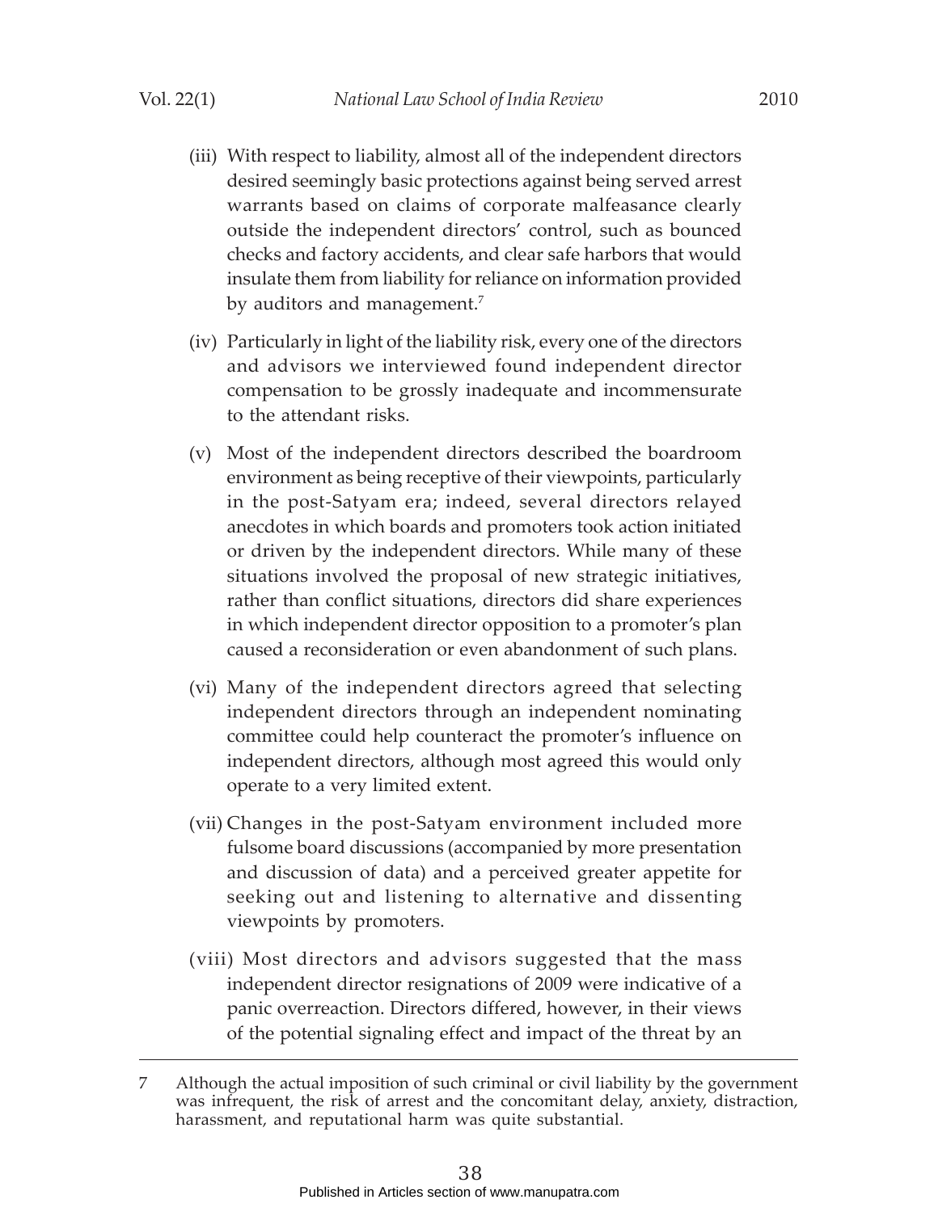(iii) With respect to liability, almost all of the independent directors desired seemingly basic protections against being served arrest warrants based on claims of corporate malfeasance clearly outside the independent directors' control, such as bounced checks and factory accidents, and clear safe harbors that would insulate them from liability for reliance on information provided by auditors and management.[7]

(iv) Particularly in light of the liability risk, every one of the directors and advisors we interviewed found independent director compensation to be grossly inadequate and incommensurate to the attendant risks.

(v) Most of the independent directors described the boardroom environment as being receptive of their viewpoints, particularly in the post-Satyam era; indeed, several directors relayed anecdotes in which boards and promoters took action initiated or driven by the independent directors. While many of these situations involved the proposal of new strategic initiatives, rather than conflict situations, directors did share experiences in which independent director opposition to a promoter's plan caused a reconsideration or even abandonment of such plans.

(vi) Many of the independent directors agreed that selecting independent directors through an independent nominating committee could help counteract the promoter's influence on independent directors, although most agreed this would only operate to a very limited extent.

(vii) Changes in the post-Satyam environment included more fulsome board discussions (accompanied by more presentation and discussion of data) and a perceived greater appetite for seeking out and listening to alternative and dissenting viewpoints by promoters.

(viii) Most directors and advisors suggested that the mass independent director resignations of 2009 were indicative of a panic overreaction. Directors differed, however, in their views of the potential signaling effect and impact of the threat by an

---

7 Although the actual imposition of such criminal or civil liability by the government was infrequent, the risk of arrest and the concomitant delay, anxiety, distraction, harassment, and reputational harm was quite substantial.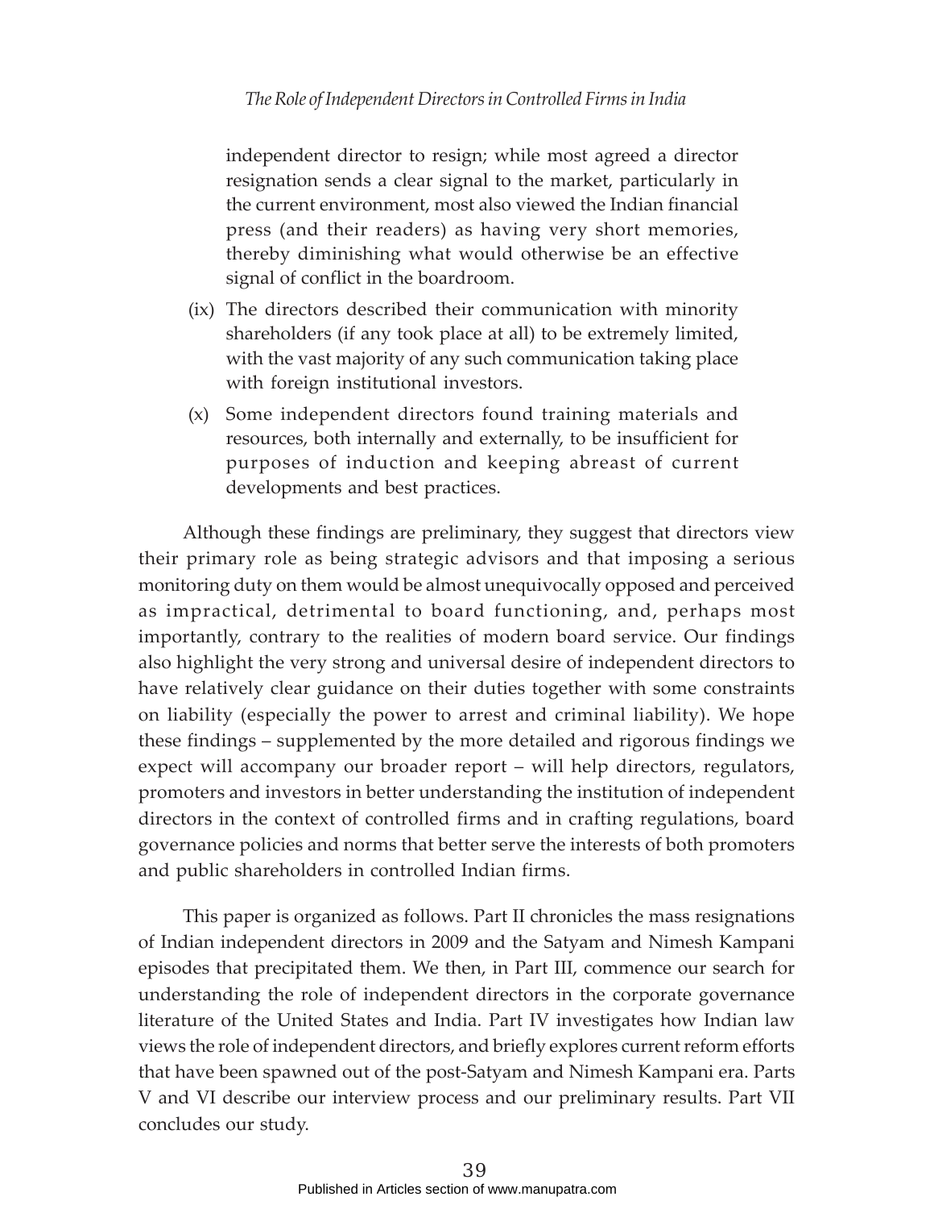independent director to resign; while most agreed a director resignation sends a clear signal to the market, particularly in the current environment, most also viewed the Indian financial press (and their readers) as having very short memories, thereby diminishing what would otherwise be an effective signal of conflict in the boardroom.

(ix) The directors described their communication with minority shareholders (if any took place at all) to be extremely limited, with the vast majority of any such communication taking place with foreign institutional investors.

(x) Some independent directors found training materials and resources, both internally and externally, to be insufficient for purposes of induction and keeping abreast of current developments and best practices.

Although these findings are preliminary, they suggest that directors view their primary role as being strategic advisors and that imposing a serious monitoring duty on them would be almost unequivocally opposed and perceived as impractical, detrimental to board functioning, and, perhaps most importantly, contrary to the realities of modern board service. Our findings also highlight the very strong and universal desire of independent directors to have relatively clear guidance on their duties together with some constraints on liability (especially the power to arrest and criminal liability). We hope these findings – supplemented by the more detailed and rigorous findings we expect will accompany our broader report – will help directors, regulators, promoters and investors in better understanding the institution of independent directors in the context of controlled firms and in crafting regulations, board governance policies and norms that better serve the interests of both promoters and public shareholders in controlled Indian firms.

This paper is organized as follows. Part II chronicles the mass resignations of Indian independent directors in 2009 and the Satyam and Nimesh Kampani episodes that precipitated them. We then, in Part III, commence our search for understanding the role of independent directors in the corporate governance literature of the United States and India. Part IV investigates how Indian law views the role of independent directors, and briefly explores current reform efforts that have been spawned out of the post-Satyam and Nimesh Kampani era. Parts V and VI describe our interview process and our preliminary results. Part VII concludes our study.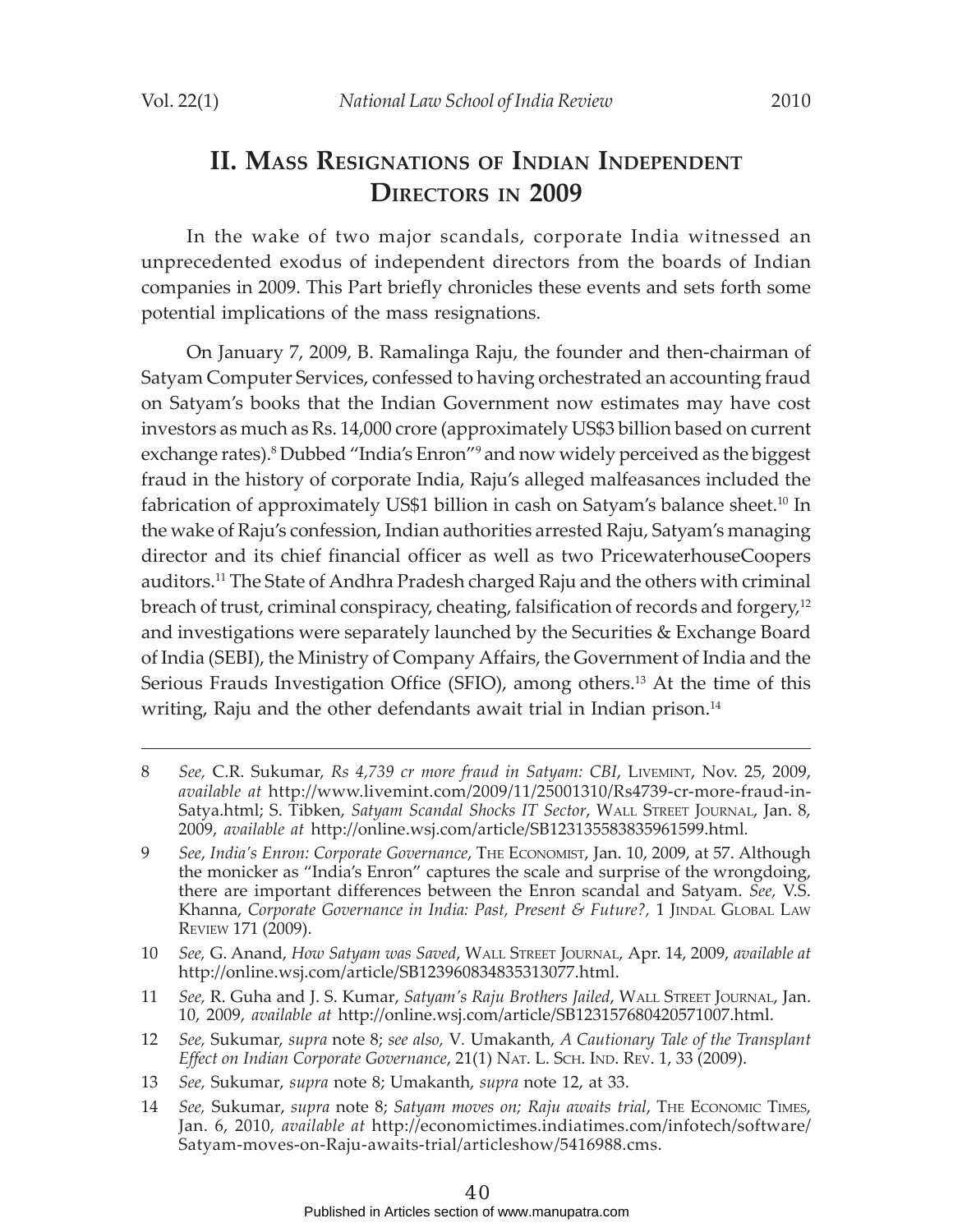## II. Mass Resignations of Indian Independent Directors in 2009

In the wake of two major scandals, corporate India witnessed an unprecedented exodus of independent directors from the boards of Indian companies in 2009. This Part briefly chronicles these events and sets forth some potential implications of the mass resignations.

On January 7, 2009, B. Ramalinga Raju, the founder and then-chairman of Satyam Computer Services, confessed to having orchestrated an accounting fraud on Satyam's books that the Indian Government now estimates may have cost investors as much as Rs. 14,000 crore (approximately US$3 billion based on current exchange rates).[8] Dubbed "India's Enron"[9] and now widely perceived as the biggest fraud in the history of corporate India, Raju's alleged malfeasances included the fabrication of approximately US$1 billion in cash on Satyam's balance sheet.[10] In the wake of Raju's confession, Indian authorities arrested Raju, Satyam's managing director and its chief financial officer as well as two PricewaterhouseCoopers auditors.[11] The State of Andhra Pradesh charged Raju and the others with criminal breach of trust, criminal conspiracy, cheating, falsification of records and forgery,[12] and investigations were separately launched by the Securities & Exchange Board of India (SEBI), the Ministry of Company Affairs, the Government of India and the Serious Frauds Investigation Office (SFIO), among others.[13] At the time of this writing, Raju and the other defendants await trial in Indian prison.[14]

---

8 *See,* C.R. Sukumar, *Rs 4,739 cr more fraud in Satyam: CBI*, Livemint, Nov. 25, 2009, *available at* http://www.livemint.com/2009/11/25001310/Rs4739-cr-more-fraud-in-Satya.html; S. Tibken, *Satyam Scandal Shocks IT Sector*, Wall Street Journal, Jan. 8, 2009, *available at* http://online.wsj.com/article/SB123135583835961599.html.

9 *See*, *India's Enron: Corporate Governance*, The Economist, Jan. 10, 2009, at 57. Although the monicker as "India's Enron" captures the scale and surprise of the wrongdoing, there are important differences between the Enron scandal and Satyam. *See,* V.S. Khanna, *Corporate Governance in India: Past, Present & Future?*, 1 Jindal Global Law Review 171 (2009).

10 *See,* G. Anand, *How Satyam was Saved*, Wall Street Journal, Apr. 14, 2009, *available at* http://online.wsj.com/article/SB123960834835313077.html.

11 *See,* R. Guha and J. S. Kumar, *Satyam's Raju Brothers Jailed*, Wall Street Journal, Jan. 10, 2009, *available at* http://online.wsj.com/article/SB123157680420571007.html.

12 *See,* Sukumar, *supra* note 8; *see also,* V. Umakanth, *A Cautionary Tale of the Transplant Effect on Indian Corporate Governance*, 21(1) Nat. L. Sch. Ind. Rev. 1, 33 (2009).

13 *See,* Sukumar, *supra* note 8; Umakanth, *supra* note 12, at 33.

14 *See,* Sukumar, *supra* note 8; *Satyam moves on; Raju awaits trial*, The Economic Times, Jan. 6, 2010, *available at* http://economictimes.indiatimes.com/infotech/software/Satyam-moves-on-Raju-awaits-trial/articleshow/5416988.cms.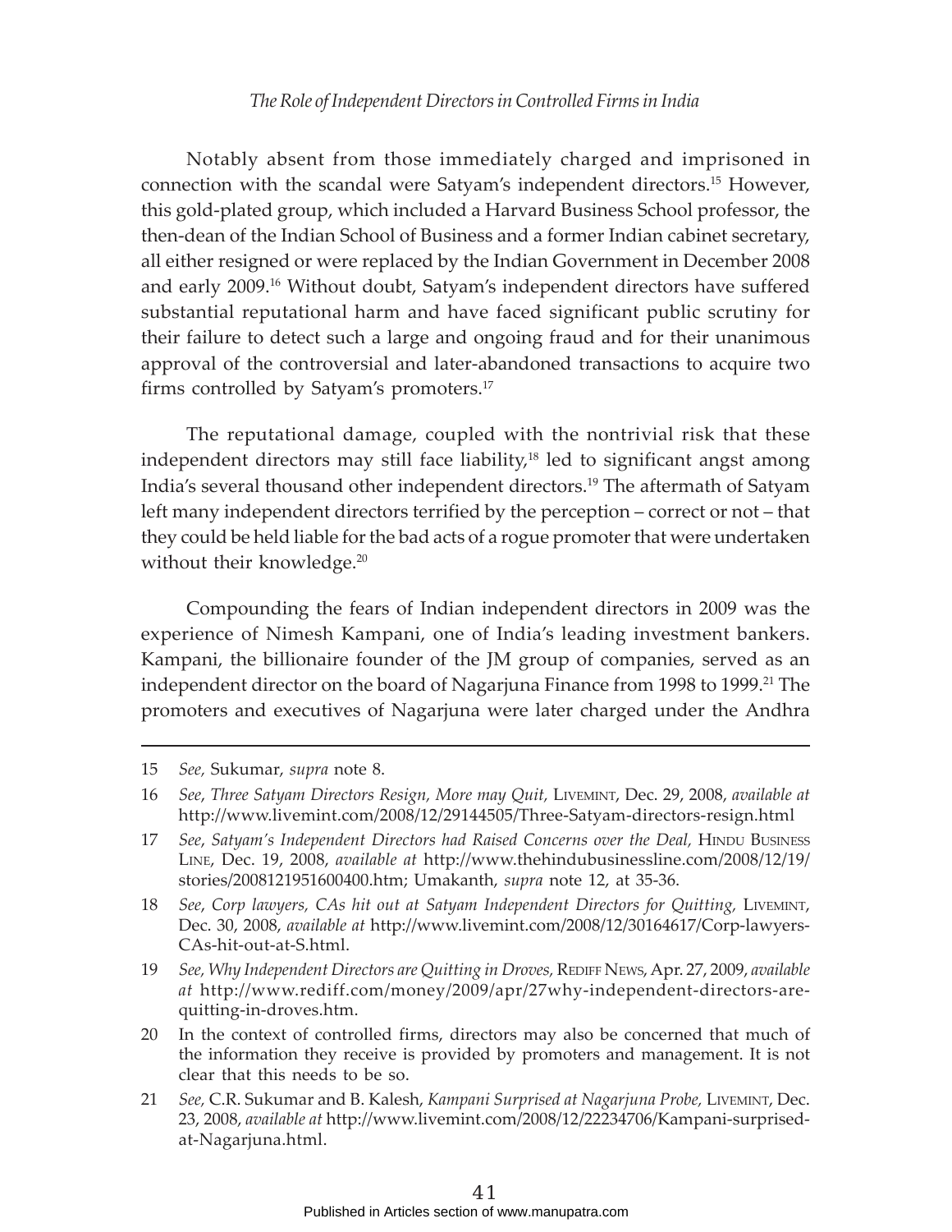Notably absent from those immediately charged and imprisoned in connection with the scandal were Satyam's independent directors.[15] However, this gold-plated group, which included a Harvard Business School professor, the then-dean of the Indian School of Business and a former Indian cabinet secretary, all either resigned or were replaced by the Indian Government in December 2008 and early 2009.[16] Without doubt, Satyam's independent directors have suffered substantial reputational harm and have faced significant public scrutiny for their failure to detect such a large and ongoing fraud and for their unanimous approval of the controversial and later-abandoned transactions to acquire two firms controlled by Satyam's promoters.[17]

The reputational damage, coupled with the nontrivial risk that these independent directors may still face liability,[18] led to significant angst among India's several thousand other independent directors.[19] The aftermath of Satyam left many independent directors terrified by the perception – correct or not – that they could be held liable for the bad acts of a rogue promoter that were undertaken without their knowledge.[20]

Compounding the fears of Indian independent directors in 2009 was the experience of Nimesh Kampani, one of India's leading investment bankers. Kampani, the billionaire founder of the JM group of companies, served as an independent director on the board of Nagarjuna Finance from 1998 to 1999.[21] The promoters and executives of Nagarjuna were later charged under the Andhra

---

15 *See,* Sukumar, *supra* note 8.

16 *See*, *Three Satyam Directors Resign, More may Quit,* Livemint, Dec. 29, 2008, *available at* http://www.livemint.com/2008/12/29144505/Three-Satyam-directors-resign.html

17 *See*, *Satyam's Independent Directors had Raised Concerns over the Deal,* Hindu Business Line, Dec. 19, 2008, *available at* http://www.thehindubusinessline.com/2008/12/19/stories/2008121951600400.htm; Umakanth, *supra* note 12, at 35-36.

18 *See*, *Corp lawyers, CAs hit out at Satyam Independent Directors for Quitting,* Livemint, Dec. 30, 2008, *available at* http://www.livemint.com/2008/12/30164617/Corp-lawyers-CAs-hit-out-at-S.html.

19 *See, Why Independent Directors are Quitting in Droves,* Rediff News, Apr. 27, 2009, *available at* http://www.rediff.com/money/2009/apr/27why-independent-directors-are-quitting-in-droves.htm.

20 In the context of controlled firms, directors may also be concerned that much of the information they receive is provided by promoters and management. It is not clear that this needs to be so.

21 *See,* C.R. Sukumar and B. Kalesh, *Kampani Surprised at Nagarjuna Probe,* Livemint, Dec. 23, 2008, *available at* http://www.livemint.com/2008/12/22234706/Kampani-surprised-at-Nagarjuna.html.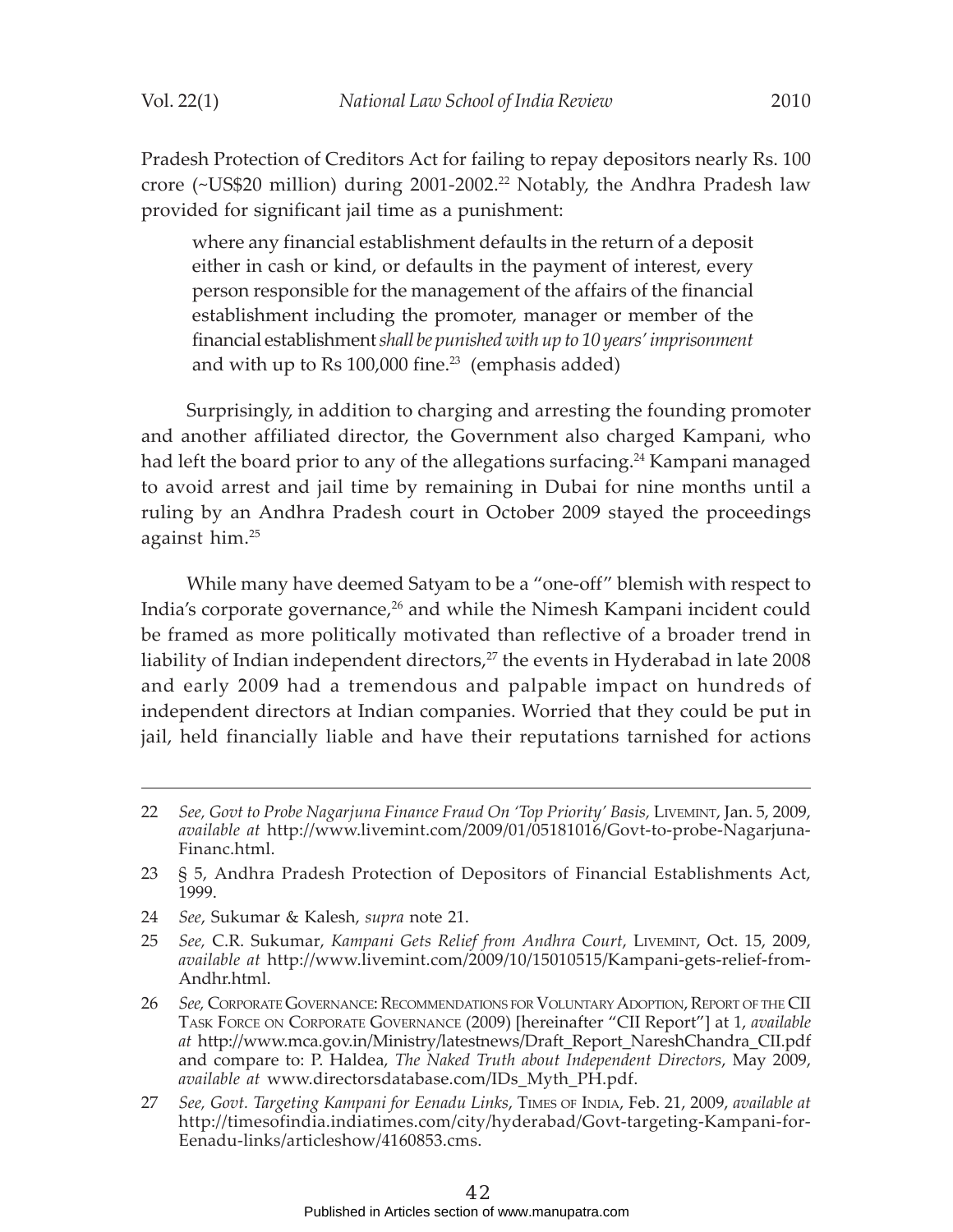Pradesh Protection of Creditors Act for failing to repay depositors nearly Rs. 100 crore (~US$20 million) during 2001-2002.[22] Notably, the Andhra Pradesh law provided for significant jail time as a punishment:

> where any financial establishment defaults in the return of a deposit either in cash or kind, or defaults in the payment of interest, every person responsible for the management of the affairs of the financial establishment including the promoter, manager or member of the financial establishment *shall be punished with up to 10 years' imprisonment* and with up to Rs 100,000 fine.[23] (emphasis added)

Surprisingly, in addition to charging and arresting the founding promoter and another affiliated director, the Government also charged Kampani, who had left the board prior to any of the allegations surfacing.[24] Kampani managed to avoid arrest and jail time by remaining in Dubai for nine months until a ruling by an Andhra Pradesh court in October 2009 stayed the proceedings against him.[25]

While many have deemed Satyam to be a "one-off" blemish with respect to India's corporate governance,[26] and while the Nimesh Kampani incident could be framed as more politically motivated than reflective of a broader trend in liability of Indian independent directors,[27] the events in Hyderabad in late 2008 and early 2009 had a tremendous and palpable impact on hundreds of independent directors at Indian companies. Worried that they could be put in jail, held financially liable and have their reputations tarnished for actions

---

22 *See, Govt to Probe Nagarjuna Finance Fraud On 'Top Priority' Basis,* Livemint, Jan. 5, 2009, *available at* http://www.livemint.com/2009/01/05181016/Govt-to-probe-Nagarjuna-Financ.html.

23 § 5, Andhra Pradesh Protection of Depositors of Financial Establishments Act, 1999.

24 *See*, Sukumar & Kalesh, *supra* note 21.

25 *See,* C.R. Sukumar, *Kampani Gets Relief from Andhra Court*, Livemint, Oct. 15, 2009, *available at* http://www.livemint.com/2009/10/15010515/Kampani-gets-relief-from-Andhr.html.

26 *See,* Corporate Governance: Recommendations for Voluntary Adoption, Report of the CII Task Force on Corporate Governance (2009) [hereinafter "CII Report"] at 1, *available at* http://www.mca.gov.in/Ministry/latestnews/Draft_Report_NareshChandra_CII.pdf and compare to: P. Haldea, *The Naked Truth about Independent Directors*, May 2009, *available at* www.directorsdatabase.com/IDs_Myth_PH.pdf.

27 *See, Govt. Targeting Kampani for Eenadu Links*, Times of India, Feb. 21, 2009, *available at* http://timesofindia.indiatimes.com/city/hyderabad/Govt-targeting-Kampani-for-Eenadu-links/articleshow/4160853.cms.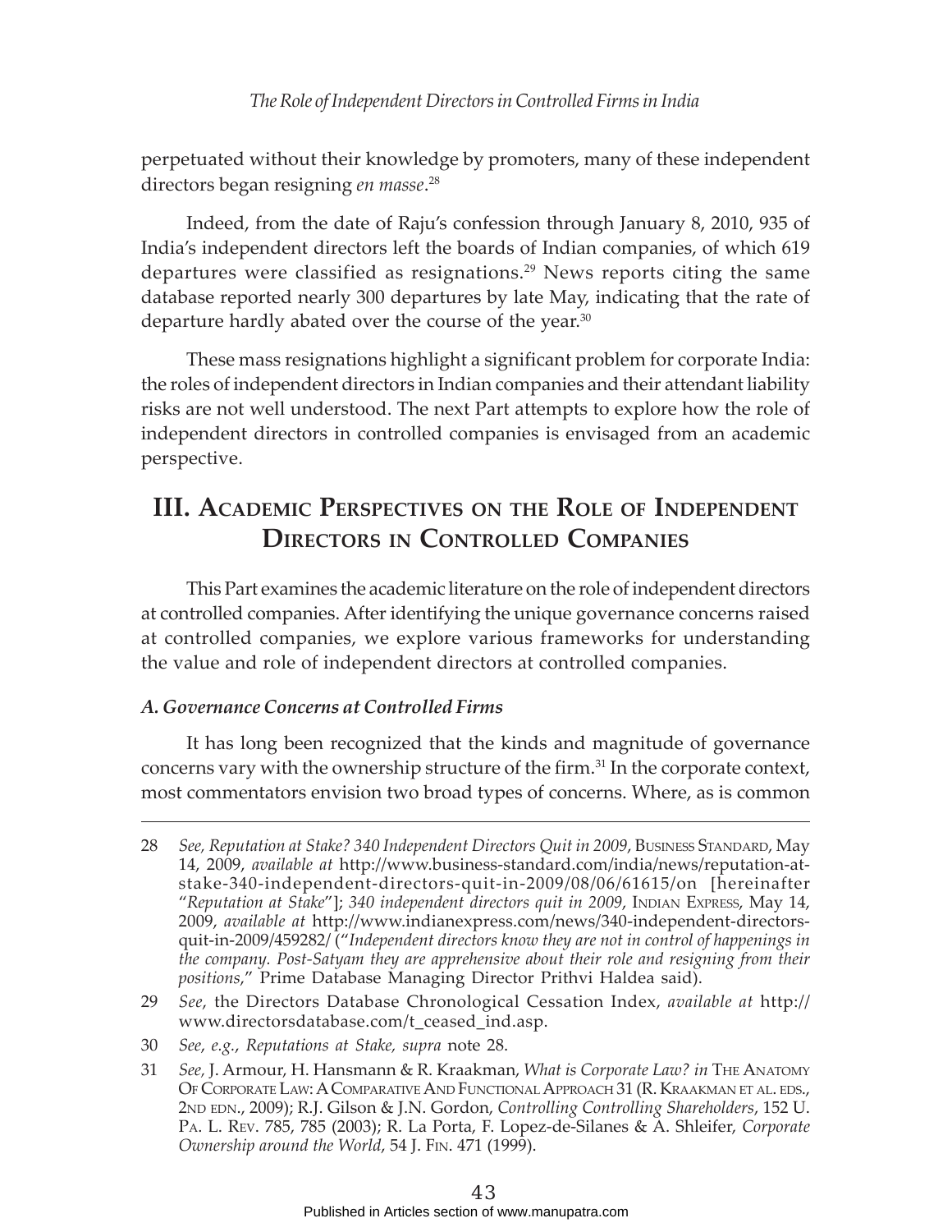perpetuated without their knowledge by promoters, many of these independent directors began resigning *en masse*.[28]

Indeed, from the date of Raju's confession through January 8, 2010, 935 of India's independent directors left the boards of Indian companies, of which 619 departures were classified as resignations.[29] News reports citing the same database reported nearly 300 departures by late May, indicating that the rate of departure hardly abated over the course of the year.[30]

These mass resignations highlight a significant problem for corporate India: the roles of independent directors in Indian companies and their attendant liability risks are not well understood. The next Part attempts to explore how the role of independent directors in controlled companies is envisaged from an academic perspective.

## III. Academic Perspectives on the Role of Independent Directors in Controlled Companies

This Part examines the academic literature on the role of independent directors at controlled companies. After identifying the unique governance concerns raised at controlled companies, we explore various frameworks for understanding the value and role of independent directors at controlled companies.

### *A. Governance Concerns at Controlled Firms*

It has long been recognized that the kinds and magnitude of governance concerns vary with the ownership structure of the firm.[31] In the corporate context, most commentators envision two broad types of concerns. Where, as is common

---

28 *See, Reputation at Stake? 340 Independent Directors Quit in 2009*, Business Standard, May 14, 2009, *available at* http://www.business-standard.com/india/news/reputation-at-stake-340-independent-directors-quit-in-2009/08/06/61615/on [hereinafter "*Reputation at Stake*"]; *340 independent directors quit in 2009*, Indian Express, May 14, 2009, *available at* http://www.indianexpress.com/news/340-independent-directors-quit-in-2009/459282/ ("*Independent directors know they are not in control of happenings in the company. Post-Satyam they are apprehensive about their role and resigning from their positions*," Prime Database Managing Director Prithvi Haldea said).

29 *See*, the Directors Database Chronological Cessation Index, *available at* http://www.directorsdatabase.com/t_ceased_ind.asp.

30 *See, e.g.*, *Reputations at Stake, supra* note 28.

31 *See,* J. Armour, H. Hansmann & R. Kraakman, *What is Corporate Law? in* The Anatomy Of Corporate Law: A Comparative And Functional Approach 31 (R. Kraakman et al. eds., 2nd edn., 2009); R.J. Gilson & J.N. Gordon, *Controlling Controlling Shareholders*, 152 U. Pa. L. Rev. 785, 785 (2003); R. La Porta, F. Lopez-de-Silanes & A. Shleifer, *Corporate Ownership around the World*, 54 J. Fin. 471 (1999).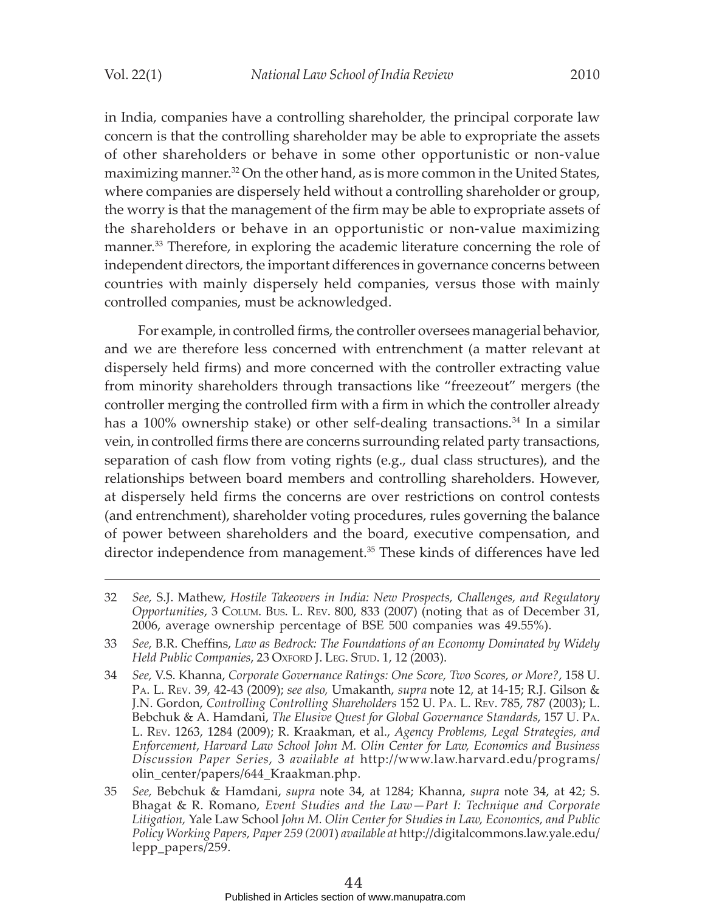in India, companies have a controlling shareholder, the principal corporate law concern is that the controlling shareholder may be able to expropriate the assets of other shareholders or behave in some other opportunistic or non-value maximizing manner.[32] On the other hand, as is more common in the United States, where companies are dispersely held without a controlling shareholder or group, the worry is that the management of the firm may be able to expropriate assets of the shareholders or behave in an opportunistic or non-value maximizing manner.[33] Therefore, in exploring the academic literature concerning the role of independent directors, the important differences in governance concerns between countries with mainly dispersely held companies, versus those with mainly controlled companies, must be acknowledged.

For example, in controlled firms, the controller oversees managerial behavior, and we are therefore less concerned with entrenchment (a matter relevant at dispersely held firms) and more concerned with the controller extracting value from minority shareholders through transactions like "freezeout" mergers (the controller merging the controlled firm with a firm in which the controller already has a 100% ownership stake) or other self-dealing transactions.[34] In a similar vein, in controlled firms there are concerns surrounding related party transactions, separation of cash flow from voting rights (e.g., dual class structures), and the relationships between board members and controlling shareholders. However, at dispersely held firms the concerns are over restrictions on control contests (and entrenchment), shareholder voting procedures, rules governing the balance of power between shareholders and the board, executive compensation, and director independence from management.[35] These kinds of differences have led

---

32 *See,* S.J. Mathew, *Hostile Takeovers in India: New Prospects, Challenges, and Regulatory Opportunities*, 3 Colum. Bus. L. Rev. 800, 833 (2007) (noting that as of December 31, 2006, average ownership percentage of BSE 500 companies was 49.55%).

33 *See,* B.R. Cheffins, *Law as Bedrock: The Foundations of an Economy Dominated by Widely Held Public Companies*, 23 Oxford J. Leg. Stud. 1, 12 (2003).

34 *See,* V.S. Khanna, *Corporate Governance Ratings: One Score, Two Scores, or More?*, 158 U. Pa. L. Rev. 39, 42-43 (2009); *see also,* Umakanth, *supra* note 12, at 14-15; R.J. Gilson & J.N. Gordon, *Controlling Controlling Shareholders* 152 U. Pa. L. Rev. 785, 787 (2003); L. Bebchuk & A. Hamdani, *The Elusive Quest for Global Governance Standards*, 157 U. Pa. L. Rev. 1263, 1284 (2009); R. Kraakman, et al., *Agency Problems, Legal Strategies, and Enforcement, Harvard Law School John M. Olin Center for Law, Economics and Business Discussion Paper Series*, 3 *available at* http://www.law.harvard.edu/programs/olin_center/papers/644_Kraakman.php.

35 *See,* Bebchuk & Hamdani, *supra* note 34, at 1284; Khanna, *supra* note 34, at 42; S. Bhagat & R. Romano, *Event Studies and the Law—Part I: Technique and Corporate Litigation,* Yale Law School *John M. Olin Center for Studies in Law, Economics, and Public Policy Working Papers, Paper 259 (2001*) *available at* http://digitalcommons.law.yale.edu/lepp_papers/259.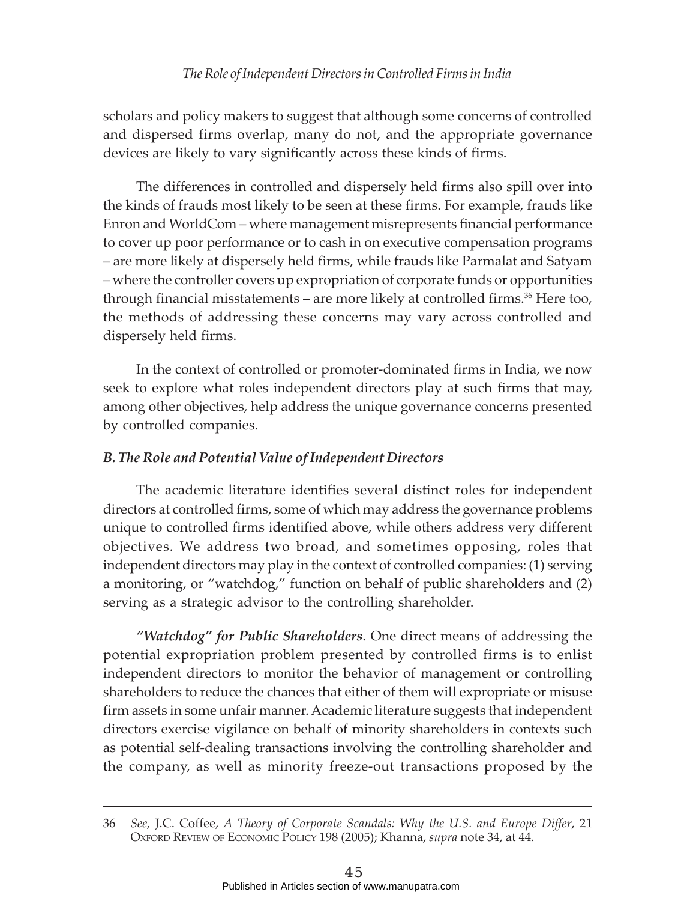scholars and policy makers to suggest that although some concerns of controlled and dispersed firms overlap, many do not, and the appropriate governance devices are likely to vary significantly across these kinds of firms.

The differences in controlled and dispersely held firms also spill over into the kinds of frauds most likely to be seen at these firms. For example, frauds like Enron and WorldCom – where management misrepresents financial performance to cover up poor performance or to cash in on executive compensation programs – are more likely at dispersely held firms, while frauds like Parmalat and Satyam – where the controller covers up expropriation of corporate funds or opportunities through financial misstatements – are more likely at controlled firms.[36] Here too, the methods of addressing these concerns may vary across controlled and dispersely held firms.

In the context of controlled or promoter-dominated firms in India, we now seek to explore what roles independent directors play at such firms that may, among other objectives, help address the unique governance concerns presented by controlled companies.

### *B. The Role and Potential Value of Independent Directors*

The academic literature identifies several distinct roles for independent directors at controlled firms, some of which may address the governance problems unique to controlled firms identified above, while others address very different objectives. We address two broad, and sometimes opposing, roles that independent directors may play in the context of controlled companies: (1) serving a monitoring, or "watchdog," function on behalf of public shareholders and (2) serving as a strategic advisor to the controlling shareholder.

***"Watchdog" for Public Shareholders***. One direct means of addressing the potential expropriation problem presented by controlled firms is to enlist independent directors to monitor the behavior of management or controlling shareholders to reduce the chances that either of them will expropriate or misuse firm assets in some unfair manner. Academic literature suggests that independent directors exercise vigilance on behalf of minority shareholders in contexts such as potential self-dealing transactions involving the controlling shareholder and the company, as well as minority freeze-out transactions proposed by the

---

36 *See,* J.C. Coffee, *A Theory of Corporate Scandals: Why the U.S. and Europe Differ*, 21 Oxford Review of Economic Policy 198 (2005); Khanna, *supra* note 34, at 44.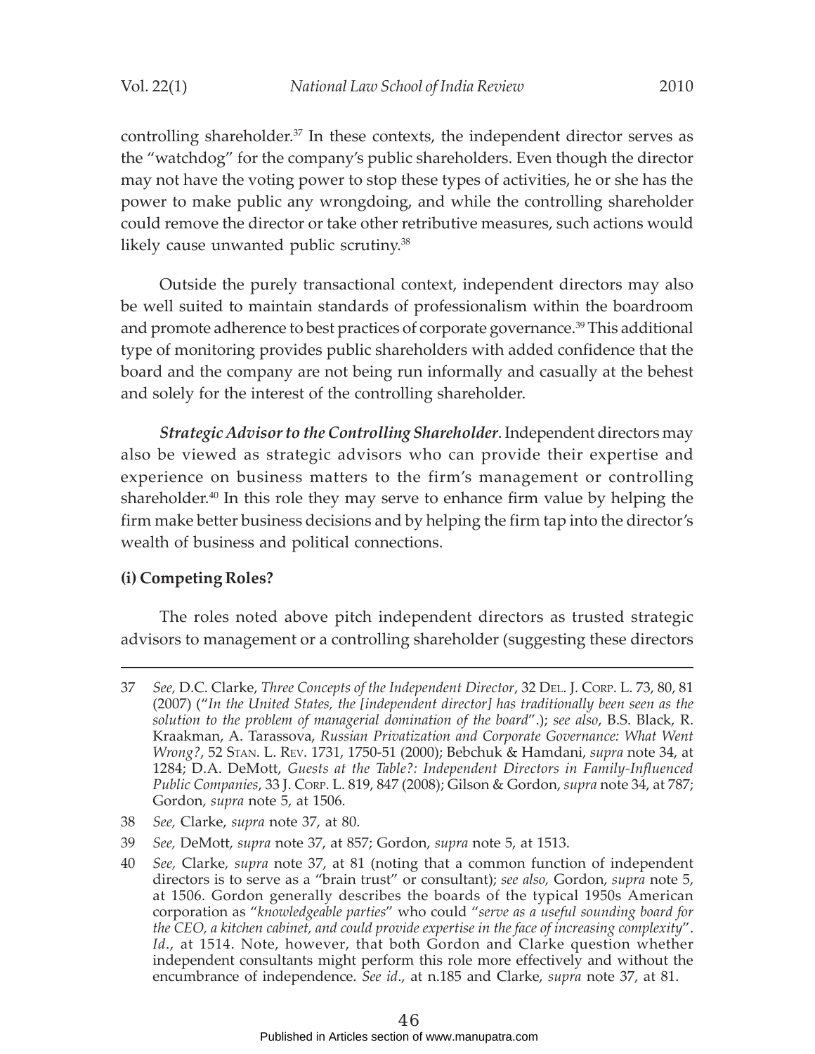controlling shareholder.[37] In these contexts, the independent director serves as the "watchdog" for the company's public shareholders. Even though the director may not have the voting power to stop these types of activities, he or she has the power to make public any wrongdoing, and while the controlling shareholder could remove the director or take other retributive measures, such actions would likely cause unwanted public scrutiny.[38]

Outside the purely transactional context, independent directors may also be well suited to maintain standards of professionalism within the boardroom and promote adherence to best practices of corporate governance.[39] This additional type of monitoring provides public shareholders with added confidence that the board and the company are not being run informally and casually at the behest and solely for the interest of the controlling shareholder.

***Strategic Advisor to the Controlling Shareholder***. Independent directors may also be viewed as strategic advisors who can provide their expertise and experience on business matters to the firm's management or controlling shareholder.[40] In this role they may serve to enhance firm value by helping the firm make better business decisions and by helping the firm tap into the director's wealth of business and political connections.

**(i) Competing Roles?**

The roles noted above pitch independent directors as trusted strategic advisors to management or a controlling shareholder (suggesting these directors

---

37 *See,* D.C. Clarke, *Three Concepts of the Independent Director*, 32 Del. J. Corp. L. 73, 80, 81 (2007) ("*In the United States, the [independent director] has traditionally been seen as the solution to the problem of managerial domination of the board*".); *see also*, B.S. Black, R. Kraakman, A. Tarassova, *Russian Privatization and Corporate Governance: What Went Wrong?*, 52 Stan. L. Rev. 1731, 1750-51 (2000); Bebchuk & Hamdani, *supra* note 34, at 1284; D.A. DeMott, *Guests at the Table?: Independent Directors in Family-Influenced Public Companies*, 33 J. Corp. L. 819, 847 (2008); Gilson & Gordon, *supra* note 34, at 787; Gordon, *supra* note 5, at 1506.

38 *See,* Clarke, *supra* note 37, at 80.

39 *See,* DeMott, *supra* note 37, at 857; Gordon, *supra* note 5, at 1513.

40 *See,* Clarke, *supra* note 37, at 81 (noting that a common function of independent directors is to serve as a "brain trust" or consultant); *see also,* Gordon, *supra* note 5, at 1506. Gordon generally describes the boards of the typical 1950s American corporation as "*knowledgeable parties*" who could "*serve as a useful sounding board for the CEO, a kitchen cabinet, and could provide expertise in the face of increasing complexity*". *Id*., at 1514. Note, however, that both Gordon and Clarke question whether independent consultants might perform this role more effectively and without the encumbrance of independence. *See id*., at n.185 and Clarke, *supra* note 37, at 81.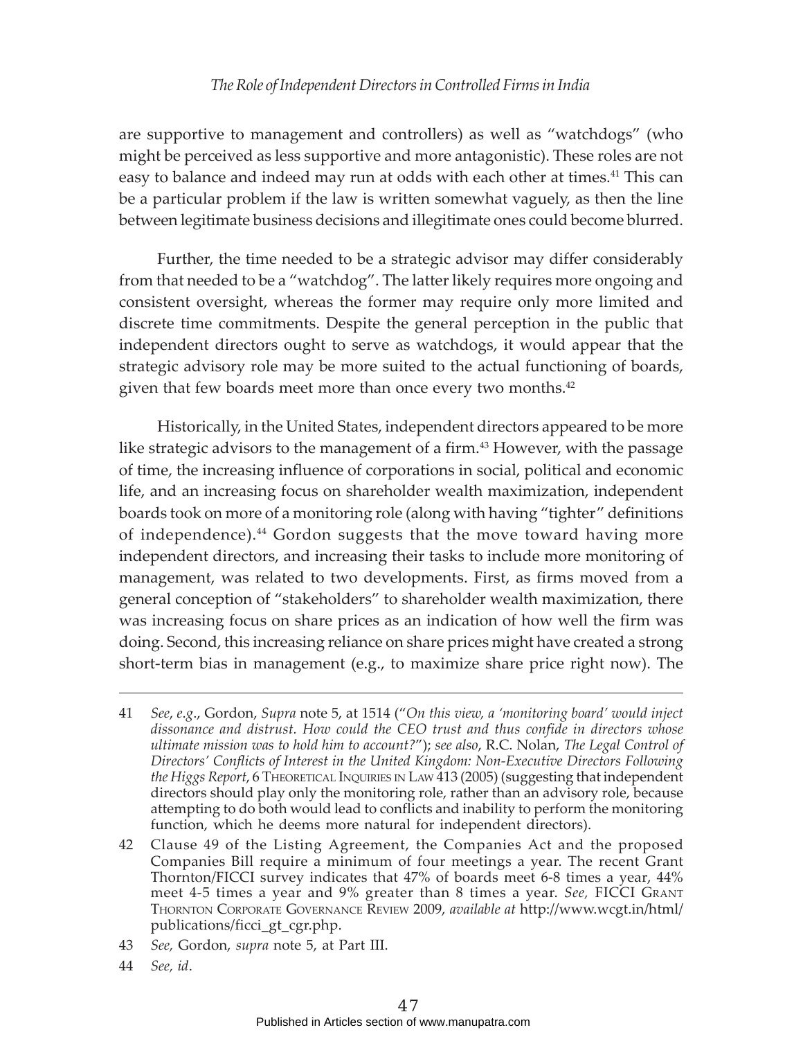are supportive to management and controllers) as well as "watchdogs" (who might be perceived as less supportive and more antagonistic). These roles are not easy to balance and indeed may run at odds with each other at times.[41] This can be a particular problem if the law is written somewhat vaguely, as then the line between legitimate business decisions and illegitimate ones could become blurred.

Further, the time needed to be a strategic advisor may differ considerably from that needed to be a "watchdog". The latter likely requires more ongoing and consistent oversight, whereas the former may require only more limited and discrete time commitments. Despite the general perception in the public that independent directors ought to serve as watchdogs, it would appear that the strategic advisory role may be more suited to the actual functioning of boards, given that few boards meet more than once every two months.[42]

Historically, in the United States, independent directors appeared to be more like strategic advisors to the management of a firm.[43] However, with the passage of time, the increasing influence of corporations in social, political and economic life, and an increasing focus on shareholder wealth maximization, independent boards took on more of a monitoring role (along with having "tighter" definitions of independence).[44] Gordon suggests that the move toward having more independent directors, and increasing their tasks to include more monitoring of management, was related to two developments. First, as firms moved from a general conception of "stakeholders" to shareholder wealth maximization, there was increasing focus on share prices as an indication of how well the firm was doing. Second, this increasing reliance on share prices might have created a strong short-term bias in management (e.g., to maximize share price right now). The

---

41 *See*, *e.g*., Gordon, *Supra* note 5, at 1514 ("*On this view, a 'monitoring board' would inject dissonance and distrust. How could the CEO trust and thus confide in directors whose ultimate mission was to hold him to account?*"); *see also*, R.C. Nolan, *The Legal Control of Directors' Conflicts of Interest in the United Kingdom: Non-Executive Directors Following the Higgs Report*, 6 Theoretical Inquiries in Law 413 (2005) (suggesting that independent directors should play only the monitoring role, rather than an advisory role, because attempting to do both would lead to conflicts and inability to perform the monitoring function, which he deems more natural for independent directors).

42 Clause 49 of the Listing Agreement, the Companies Act and the proposed Companies Bill require a minimum of four meetings a year. The recent Grant Thornton/FICCI survey indicates that 47% of boards meet 6-8 times a year, 44% meet 4-5 times a year and 9% greater than 8 times a year. *See,* FICCI Grant Thornton Corporate Governance Review 2009, *available at* http://www.wcgt.in/html/publications/ficci_gt_cgr.php.

43 *See,* Gordon, *supra* note 5, at Part III.

44 *See, id*.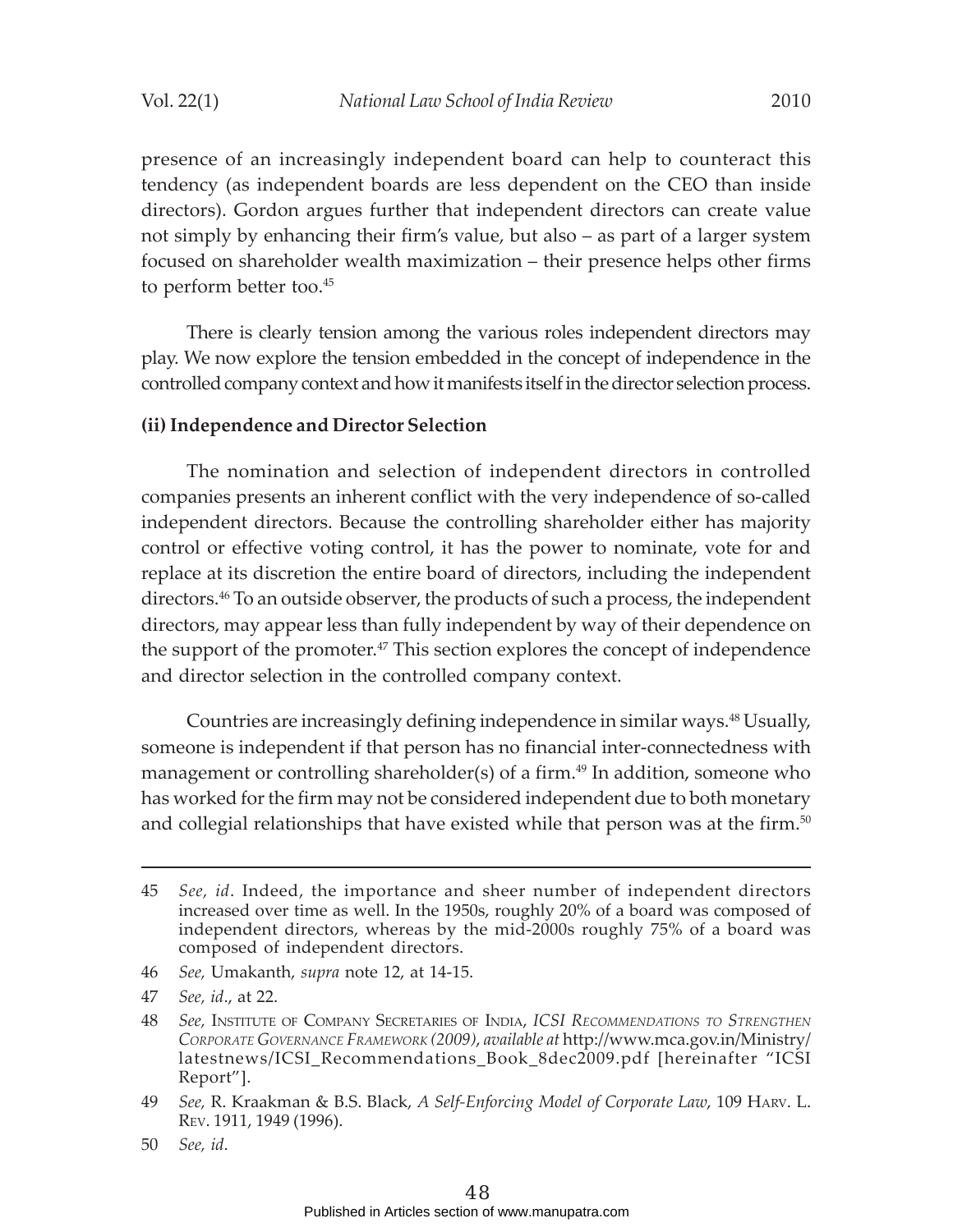presence of an increasingly independent board can help to counteract this tendency (as independent boards are less dependent on the CEO than inside directors). Gordon argues further that independent directors can create value not simply by enhancing their firm's value, but also – as part of a larger system focused on shareholder wealth maximization – their presence helps other firms to perform better too.[45]

There is clearly tension among the various roles independent directors may play. We now explore the tension embedded in the concept of independence in the controlled company context and how it manifests itself in the director selection process.

**(ii) Independence and Director Selection**

The nomination and selection of independent directors in controlled companies presents an inherent conflict with the very independence of so-called independent directors. Because the controlling shareholder either has majority control or effective voting control, it has the power to nominate, vote for and replace at its discretion the entire board of directors, including the independent directors.[46] To an outside observer, the products of such a process, the independent directors, may appear less than fully independent by way of their dependence on the support of the promoter.[47] This section explores the concept of independence and director selection in the controlled company context.

Countries are increasingly defining independence in similar ways.[48] Usually, someone is independent if that person has no financial inter-connectedness with management or controlling shareholder(s) of a firm.[49] In addition, someone who has worked for the firm may not be considered independent due to both monetary and collegial relationships that have existed while that person was at the firm.[50]

---

45 *See, id*. Indeed, the importance and sheer number of independent directors increased over time as well. In the 1950s, roughly 20% of a board was composed of independent directors, whereas by the mid-2000s roughly 75% of a board was composed of independent directors.

46 *See,* Umakanth, *supra* note 12, at 14-15.

47 *See, id*., at 22.

48 *See*, Institute of Company Secretaries of India, *ICSI Recommendations to Strengthen Corporate Governance Framework (2009)*, *available at* http://www.mca.gov.in/Ministry/latestnews/ICSI_Recommendations_Book_8dec2009.pdf [hereinafter "ICSI Report"].

49 *See,* R. Kraakman & B.S. Black, *A Self-Enforcing Model of Corporate Law*, 109 Harv. L. Rev. 1911, 1949 (1996).

50 *See, id*.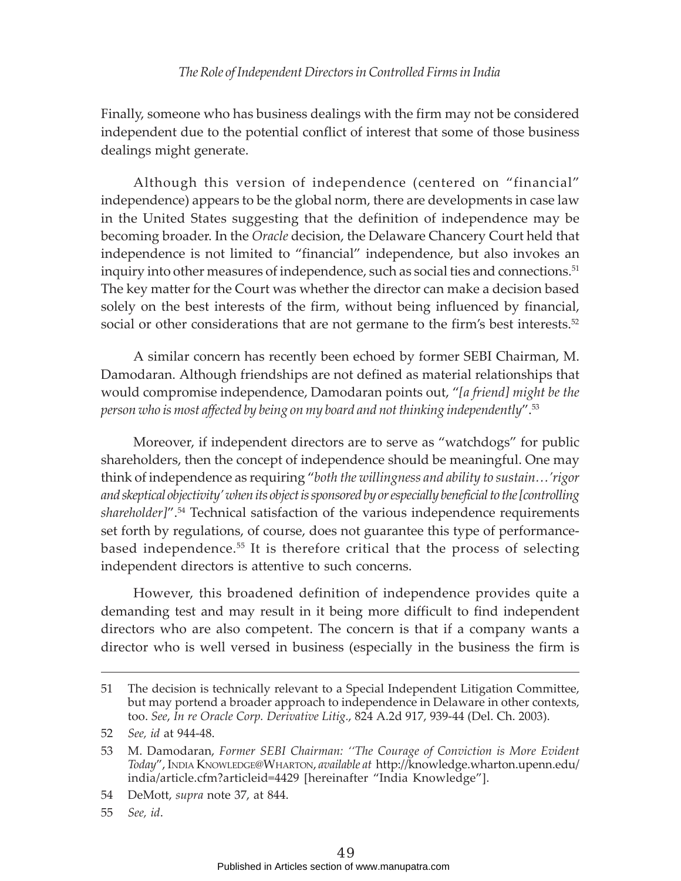Finally, someone who has business dealings with the firm may not be considered independent due to the potential conflict of interest that some of those business dealings might generate.

Although this version of independence (centered on "financial" independence) appears to be the global norm, there are developments in case law in the United States suggesting that the definition of independence may be becoming broader. In the *Oracle* decision, the Delaware Chancery Court held that independence is not limited to "financial" independence, but also invokes an inquiry into other measures of independence, such as social ties and connections.[51] The key matter for the Court was whether the director can make a decision based solely on the best interests of the firm, without being influenced by financial, social or other considerations that are not germane to the firm's best interests.[52]

A similar concern has recently been echoed by former SEBI Chairman, M. Damodaran. Although friendships are not defined as material relationships that would compromise independence, Damodaran points out, "*[a friend] might be the person who is most affected by being on my board and not thinking independently*".[53]

Moreover, if independent directors are to serve as "watchdogs" for public shareholders, then the concept of independence should be meaningful. One may think of independence as requiring "*both the willingness and ability to sustain…'rigor and skeptical objectivity' when its object is sponsored by or especially beneficial to the [controlling shareholder]*".[54] Technical satisfaction of the various independence requirements set forth by regulations, of course, does not guarantee this type of performance-based independence.[55] It is therefore critical that the process of selecting independent directors is attentive to such concerns.

However, this broadened definition of independence provides quite a demanding test and may result in it being more difficult to find independent directors who are also competent. The concern is that if a company wants a director who is well versed in business (especially in the business the firm is

---

51 The decision is technically relevant to a Special Independent Litigation Committee, but may portend a broader approach to independence in Delaware in other contexts, too. *See*, *In re Oracle Corp. Derivative Litig.*, 824 A.2d 917, 939-44 (Del. Ch. 2003).

52 *See, id* at 944-48.

53 M. Damodaran, *Former SEBI Chairman: ''The Courage of Conviction is More Evident Today*", India Knowledge@Wharton, *available at* http://knowledge.wharton.upenn.edu/india/article.cfm?articleid=4429 [hereinafter "India Knowledge"].

54 DeMott, *supra* note 37, at 844.

55 *See, id*.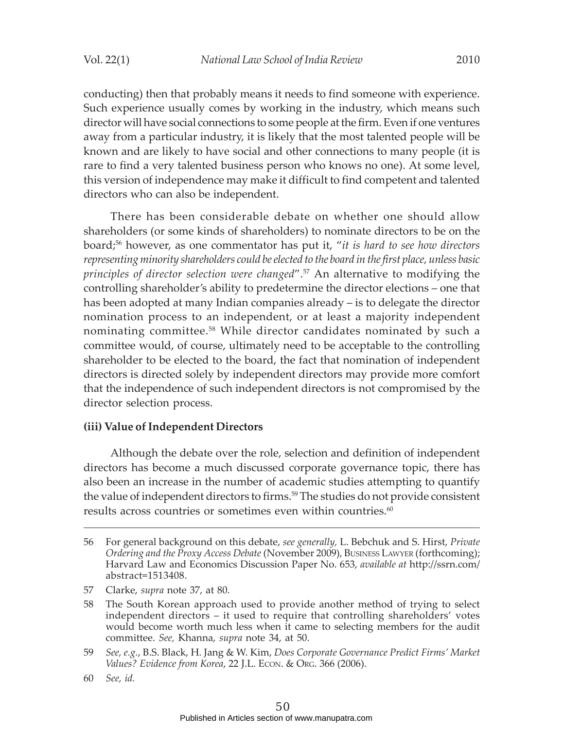conducting) then that probably means it needs to find someone with experience. Such experience usually comes by working in the industry, which means such director will have social connections to some people at the firm. Even if one ventures away from a particular industry, it is likely that the most talented people will be known and are likely to have social and other connections to many people (it is rare to find a very talented business person who knows no one). At some level, this version of independence may make it difficult to find competent and talented directors who can also be independent.

There has been considerable debate on whether one should allow shareholders (or some kinds of shareholders) to nominate directors to be on the board;[56] however, as one commentator has put it, "*it is hard to see how directors representing minority shareholders could be elected to the board in the first place, unless basic principles of director selection were changed*".[57] An alternative to modifying the controlling shareholder's ability to predetermine the director elections – one that has been adopted at many Indian companies already – is to delegate the director nomination process to an independent, or at least a majority independent nominating committee.[58] While director candidates nominated by such a committee would, of course, ultimately need to be acceptable to the controlling shareholder to be elected to the board, the fact that nomination of independent directors is directed solely by independent directors may provide more comfort that the independence of such independent directors is not compromised by the director selection process.

**(iii) Value of Independent Directors**

Although the debate over the role, selection and definition of independent directors has become a much discussed corporate governance topic, there has also been an increase in the number of academic studies attempting to quantify the value of independent directors to firms.[59] The studies do not provide consistent results across countries or sometimes even within countries.[60]

---

56 For general background on this debate, *see generally,* L. Bebchuk and S. Hirst, *Private Ordering and the Proxy Access Debate* (November 2009), Business Lawyer (forthcoming); Harvard Law and Economics Discussion Paper No. 653, *available at* http://ssrn.com/abstract=1513408.

57 Clarke, *supra* note 37, at 80.

58 The South Korean approach used to provide another method of trying to select independent directors – it used to require that controlling shareholders' votes would become worth much less when it came to selecting members for the audit committee. *See,* Khanna, *supra* note 34, at 50.

59 *See, e.g.*, B.S. Black, H. Jang & W. Kim, *Does Corporate Governance Predict Firms' Market Values? Evidence from Korea*, 22 J.L. Econ. & Org. 366 (2006).

60 *See, id.*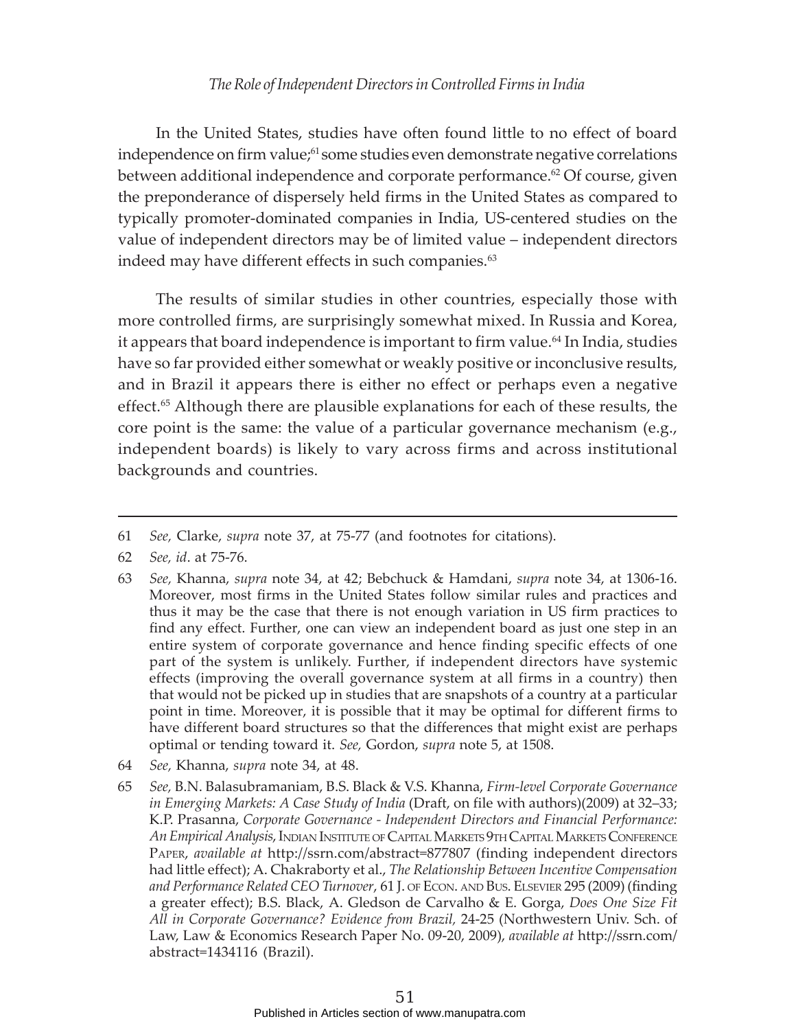In the United States, studies have often found little to no effect of board independence on firm value;[61] some studies even demonstrate negative correlations between additional independence and corporate performance.[62] Of course, given the preponderance of dispersely held firms in the United States as compared to typically promoter-dominated companies in India, US-centered studies on the value of independent directors may be of limited value – independent directors indeed may have different effects in such companies.[63]

The results of similar studies in other countries, especially those with more controlled firms, are surprisingly somewhat mixed. In Russia and Korea, it appears that board independence is important to firm value.[64] In India, studies have so far provided either somewhat or weakly positive or inconclusive results, and in Brazil it appears there is either no effect or perhaps even a negative effect.[65] Although there are plausible explanations for each of these results, the core point is the same: the value of a particular governance mechanism (e.g., independent boards) is likely to vary across firms and across institutional backgrounds and countries.

---

61 *See,* Clarke, *supra* note 37, at 75-77 (and footnotes for citations).

62 *See, id*. at 75-76.

63 *See,* Khanna, *supra* note 34, at 42; Bebchuck & Hamdani, *supra* note 34, at 1306-16. Moreover, most firms in the United States follow similar rules and practices and thus it may be the case that there is not enough variation in US firm practices to find any effect. Further, one can view an independent board as just one step in an entire system of corporate governance and hence finding specific effects of one part of the system is unlikely. Further, if independent directors have systemic effects (improving the overall governance system at all firms in a country) then that would not be picked up in studies that are snapshots of a country at a particular point in time. Moreover, it is possible that it may be optimal for different firms to have different board structures so that the differences that might exist are perhaps optimal or tending toward it. *See,* Gordon, *supra* note 5, at 1508.

64 *See,* Khanna, *supra* note 34, at 48.

65 *See,* B.N. Balasubramaniam, B.S. Black & V.S. Khanna, *Firm-level Corporate Governance in Emerging Markets: A Case Study of India* (Draft, on file with authors)(2009) at 32–33; K.P. Prasanna, *Corporate Governance - Independent Directors and Financial Performance: An Empirical Analysis*, Indian Institute of Capital Markets 9th Capital Markets Conference Paper, *available at* http://ssrn.com/abstract=877807 (finding independent directors had little effect); A. Chakraborty et al., *The Relationship Between Incentive Compensation and Performance Related CEO Turnover*, 61 J. of Econ. and Bus. Elsevier 295 (2009) (finding a greater effect); B.S. Black, A. Gledson de Carvalho & E. Gorga, *Does One Size Fit All in Corporate Governance? Evidence from Brazil,* 24-25 (Northwestern Univ. Sch. of Law, Law & Economics Research Paper No. 09-20, 2009), *available at* http://ssrn.com/abstract=1434116 (Brazil).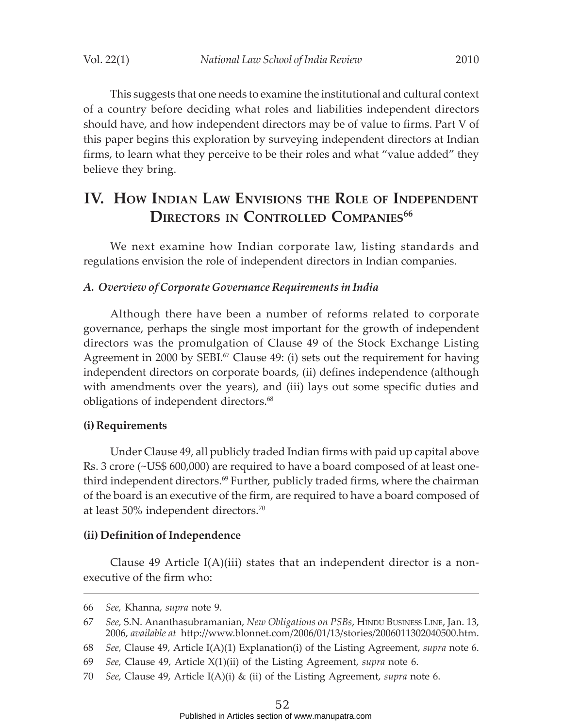This suggests that one needs to examine the institutional and cultural context of a country before deciding what roles and liabilities independent directors should have, and how independent directors may be of value to firms. Part V of this paper begins this exploration by surveying independent directors at Indian firms, to learn what they perceive to be their roles and what "value added" they believe they bring.

## IV. How Indian Law Envisions the Role of Independent Directors in Controlled Companies[66]

We next examine how Indian corporate law, listing standards and regulations envision the role of independent directors in Indian companies.

### *A. Overview of Corporate Governance Requirements in India*

Although there have been a number of reforms related to corporate governance, perhaps the single most important for the growth of independent directors was the promulgation of Clause 49 of the Stock Exchange Listing Agreement in 2000 by SEBI.[67] Clause 49: (i) sets out the requirement for having independent directors on corporate boards, (ii) defines independence (although with amendments over the years), and (iii) lays out some specific duties and obligations of independent directors.[68]

**(i) Requirements**

Under Clause 49, all publicly traded Indian firms with paid up capital above Rs. 3 crore (~US$ 600,000) are required to have a board composed of at least one-third independent directors.[69] Further, publicly traded firms, where the chairman of the board is an executive of the firm, are required to have a board composed of at least 50% independent directors.[70]

**(ii) Definition of Independence**

Clause 49 Article I(A)(iii) states that an independent director is a non-executive of the firm who:

---

66 *See,* Khanna, *supra* note 9.

67 *See,* S.N. Ananthasubramanian, *New Obligations on PSBs*, Hindu Business Line, Jan. 13, 2006, *available at* http://www.blonnet.com/2006/01/13/stories/2006011302040500.htm.

68 *See,* Clause 49, Article I(A)(1) Explanation(i) of the Listing Agreement, *supra* note 6.

69 *See,* Clause 49, Article X(1)(ii) of the Listing Agreement, *supra* note 6.

70 *See,* Clause 49, Article I(A)(i) & (ii) of the Listing Agreement, *supra* note 6.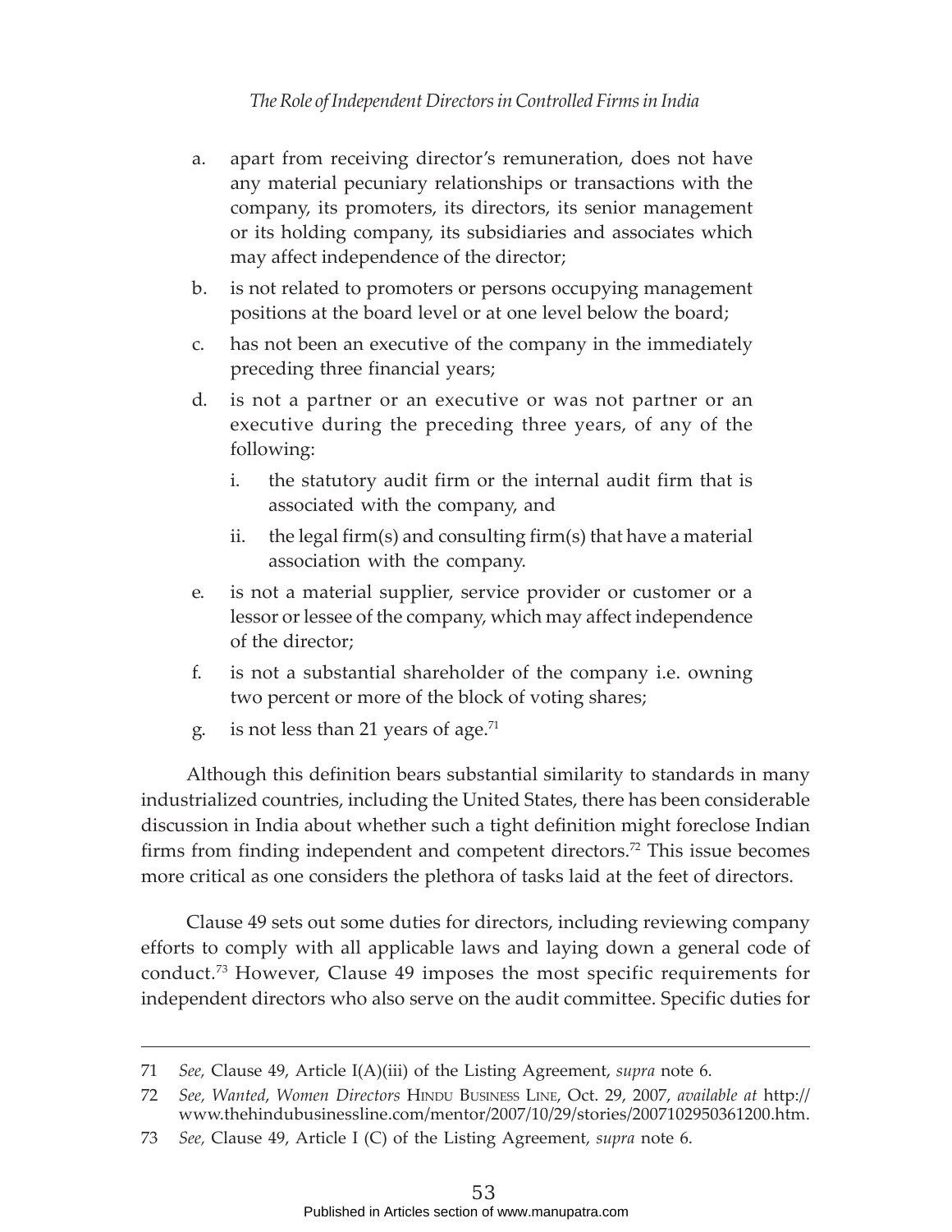a. apart from receiving director's remuneration, does not have any material pecuniary relationships or transactions with the company, its promoters, its directors, its senior management or its holding company, its subsidiaries and associates which may affect independence of the director;

b. is not related to promoters or persons occupying management positions at the board level or at one level below the board;

c. has not been an executive of the company in the immediately preceding three financial years;

d. is not a partner or an executive or was not partner or an executive during the preceding three years, of any of the following:

   i. the statutory audit firm or the internal audit firm that is associated with the company, and

   ii. the legal firm(s) and consulting firm(s) that have a material association with the company.

e. is not a material supplier, service provider or customer or a lessor or lessee of the company, which may affect independence of the director;

f. is not a substantial shareholder of the company i.e. owning two percent or more of the block of voting shares;

g. is not less than 21 years of age.[71]

Although this definition bears substantial similarity to standards in many industrialized countries, including the United States, there has been considerable discussion in India about whether such a tight definition might foreclose Indian firms from finding independent and competent directors.[72] This issue becomes more critical as one considers the plethora of tasks laid at the feet of directors.

Clause 49 sets out some duties for directors, including reviewing company efforts to comply with all applicable laws and laying down a general code of conduct.[73] However, Clause 49 imposes the most specific requirements for independent directors who also serve on the audit committee. Specific duties for

---

71 *See,* Clause 49, Article I(A)(iii) of the Listing Agreement, *supra* note 6.

72 *See, Wanted, Women Directors* Hindu Business Line, Oct. 29, 2007, *available at* http://www.thehindubusinessline.com/mentor/2007/10/29/stories/2007102950361200.htm.

73 *See,* Clause 49, Article I (C) of the Listing Agreement, *supra* note 6.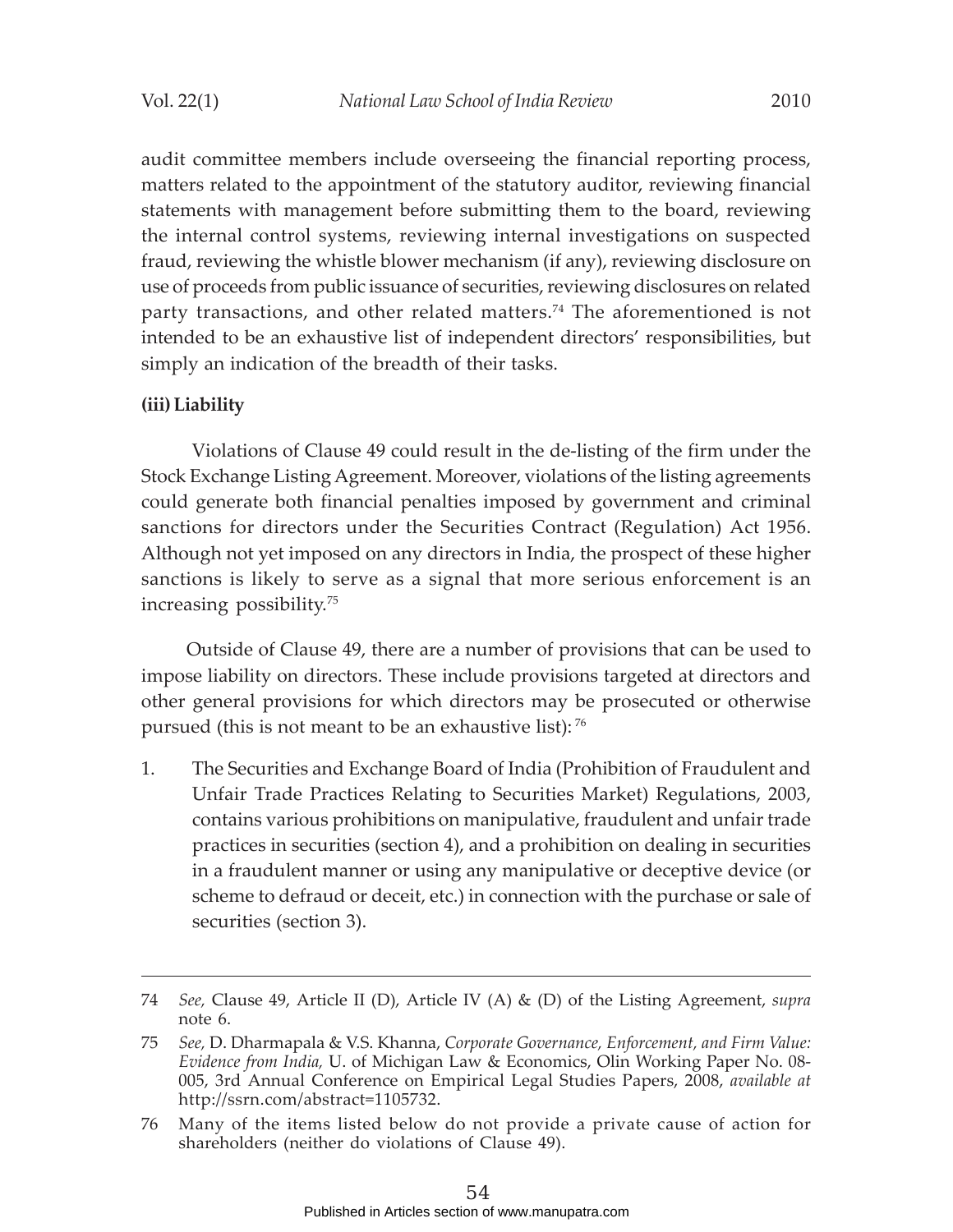audit committee members include overseeing the financial reporting process, matters related to the appointment of the statutory auditor, reviewing financial statements with management before submitting them to the board, reviewing the internal control systems, reviewing internal investigations on suspected fraud, reviewing the whistle blower mechanism (if any), reviewing disclosure on use of proceeds from public issuance of securities, reviewing disclosures on related party transactions, and other related matters.[74] The aforementioned is not intended to be an exhaustive list of independent directors' responsibilities, but simply an indication of the breadth of their tasks.

**(iii) Liability**

Violations of Clause 49 could result in the de-listing of the firm under the Stock Exchange Listing Agreement. Moreover, violations of the listing agreements could generate both financial penalties imposed by government and criminal sanctions for directors under the Securities Contract (Regulation) Act 1956. Although not yet imposed on any directors in India, the prospect of these higher sanctions is likely to serve as a signal that more serious enforcement is an increasing possibility.[75]

Outside of Clause 49, there are a number of provisions that can be used to impose liability on directors. These include provisions targeted at directors and other general provisions for which directors may be prosecuted or otherwise pursued (this is not meant to be an exhaustive list): [76]

1. The Securities and Exchange Board of India (Prohibition of Fraudulent and Unfair Trade Practices Relating to Securities Market) Regulations, 2003, contains various prohibitions on manipulative, fraudulent and unfair trade practices in securities (section 4), and a prohibition on dealing in securities in a fraudulent manner or using any manipulative or deceptive device (or scheme to defraud or deceit, etc.) in connection with the purchase or sale of securities (section 3).

---

74 *See,* Clause 49, Article II (D), Article IV (A) & (D) of the Listing Agreement, *supra* note 6.

75 *See,* D. Dharmapala & V.S. Khanna, *Corporate Governance, Enforcement, and Firm Value: Evidence from India,* U. of Michigan Law & Economics, Olin Working Paper No. 08-005, 3rd Annual Conference on Empirical Legal Studies Papers, 2008, *available at* http://ssrn.com/abstract=1105732.

76 Many of the items listed below do not provide a private cause of action for shareholders (neither do violations of Clause 49).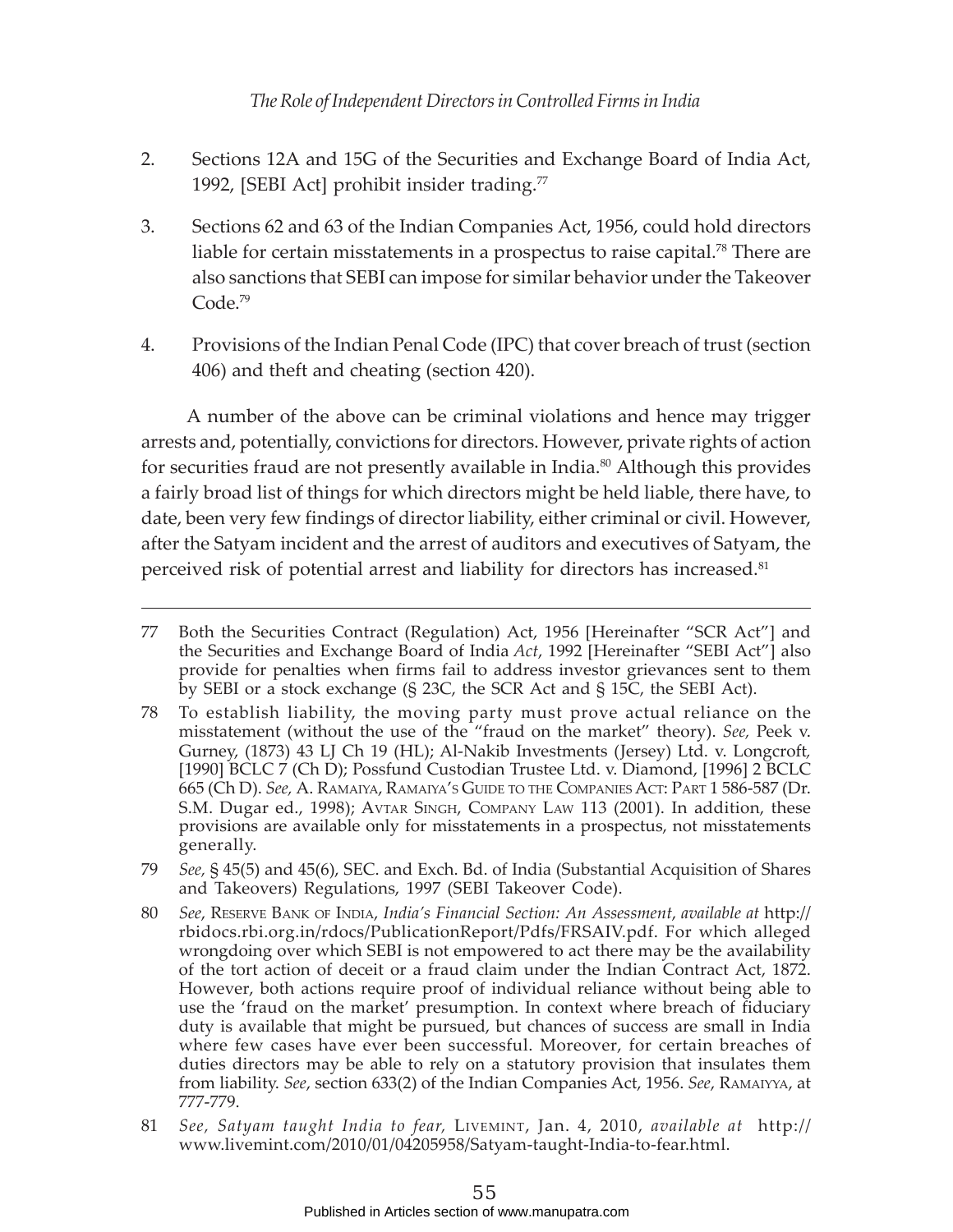2. Sections 12A and 15G of the Securities and Exchange Board of India Act, 1992, [SEBI Act] prohibit insider trading.[77]

3. Sections 62 and 63 of the Indian Companies Act, 1956, could hold directors liable for certain misstatements in a prospectus to raise capital.[78] There are also sanctions that SEBI can impose for similar behavior under the Takeover Code.[79]

4. Provisions of the Indian Penal Code (IPC) that cover breach of trust (section 406) and theft and cheating (section 420).

A number of the above can be criminal violations and hence may trigger arrests and, potentially, convictions for directors. However, private rights of action for securities fraud are not presently available in India.[80] Although this provides a fairly broad list of things for which directors might be held liable, there have, to date, been very few findings of director liability, either criminal or civil. However, after the Satyam incident and the arrest of auditors and executives of Satyam, the perceived risk of potential arrest and liability for directors has increased.[81]

---

77 Both the Securities Contract (Regulation) Act, 1956 [Hereinafter "SCR Act"] and the Securities and Exchange Board of India *Act*, 1992 [Hereinafter "SEBI Act"] also provide for penalties when firms fail to address investor grievances sent to them by SEBI or a stock exchange (§ 23C, the SCR Act and § 15C, the SEBI Act).

78 To establish liability, the moving party must prove actual reliance on the misstatement (without the use of the "fraud on the market" theory). *See,* Peek v. Gurney, (1873) 43 LJ Ch 19 (HL); Al-Nakib Investments (Jersey) Ltd. v. Longcroft, [1990] BCLC 7 (Ch D); Possfund Custodian Trustee Ltd. v. Diamond, [1996] 2 BCLC 665 (Ch D). *See,* A. Ramaiya, Ramaiya's Guide to the Companies Act: Part 1 586-587 (Dr. S.M. Dugar ed., 1998); Avtar Singh, Company Law 113 (2001). In addition, these provisions are available only for misstatements in a prospectus, not misstatements generally.

79 *See,* § 45(5) and 45(6), SEC. and Exch. Bd. of India (Substantial Acquisition of Shares and Takeovers) Regulations, 1997 (SEBI Takeover Code).

80 *See*, Reserve Bank of India, *India's Financial Section: An Assessment*, *available at* http://rbidocs.rbi.org.in/rdocs/PublicationReport/Pdfs/FRSAIV.pdf. For which alleged wrongdoing over which SEBI is not empowered to act there may be the availability of the tort action of deceit or a fraud claim under the Indian Contract Act, 1872. However, both actions require proof of individual reliance without being able to use the 'fraud on the market' presumption. In context where breach of fiduciary duty is available that might be pursued, but chances of success are small in India where few cases have ever been successful. Moreover, for certain breaches of duties directors may be able to rely on a statutory provision that insulates them from liability. *See*, section 633(2) of the Indian Companies Act, 1956. *See*, Ramaiyya, at 777-779.

81 *See, Satyam taught India to fear,* Livemint, Jan. 4, 2010, *available at* http://www.livemint.com/2010/01/04205958/Satyam-taught-India-to-fear.html.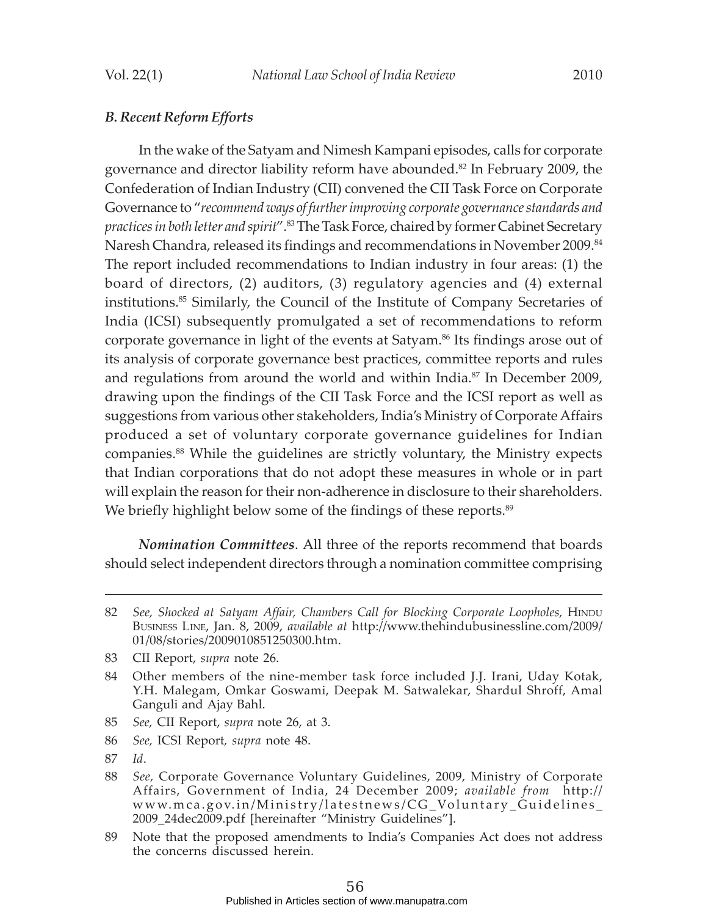### *B. Recent Reform Efforts*

In the wake of the Satyam and Nimesh Kampani episodes, calls for corporate governance and director liability reform have abounded.[82] In February 2009, the Confederation of Indian Industry (CII) convened the CII Task Force on Corporate Governance to "*recommend ways of further improving corporate governance standards and practices in both letter and spirit*".[83] The Task Force, chaired by former Cabinet Secretary Naresh Chandra, released its findings and recommendations in November 2009.[84] The report included recommendations to Indian industry in four areas: (1) the board of directors, (2) auditors, (3) regulatory agencies and (4) external institutions.[85] Similarly, the Council of the Institute of Company Secretaries of India (ICSI) subsequently promulgated a set of recommendations to reform corporate governance in light of the events at Satyam.[86] Its findings arose out of its analysis of corporate governance best practices, committee reports and rules and regulations from around the world and within India.[87] In December 2009, drawing upon the findings of the CII Task Force and the ICSI report as well as suggestions from various other stakeholders, India's Ministry of Corporate Affairs produced a set of voluntary corporate governance guidelines for Indian companies.[88] While the guidelines are strictly voluntary, the Ministry expects that Indian corporations that do not adopt these measures in whole or in part will explain the reason for their non-adherence in disclosure to their shareholders. We briefly highlight below some of the findings of these reports.[89]

***Nomination Committees***. All three of the reports recommend that boards should select independent directors through a nomination committee comprising

---

82 *See, Shocked at Satyam Affair, Chambers Call for Blocking Corporate Loopholes,* Hindu Business Line, Jan. 8, 2009, *available at* http://www.thehindubusinessline.com/2009/01/08/stories/2009010851250300.htm.

83 CII Report, *supra* note 26.

84 Other members of the nine-member task force included J.J. Irani, Uday Kotak, Y.H. Malegam, Omkar Goswami, Deepak M. Satwalekar, Shardul Shroff, Amal Ganguli and Ajay Bahl.

85 *See,* CII Report, *supra* note 26, at 3.

86 *See,* ICSI Report, *supra* note 48.

87 *Id*.

88 *See,* Corporate Governance Voluntary Guidelines, 2009, Ministry of Corporate Affairs, Government of India, 24 December 2009; *available from* http://www.mca.gov.in/Ministry/latestnews/CG_Voluntary_Guidelines_2009_24dec2009.pdf [hereinafter "Ministry Guidelines"].

89 Note that the proposed amendments to India's Companies Act does not address the concerns discussed herein.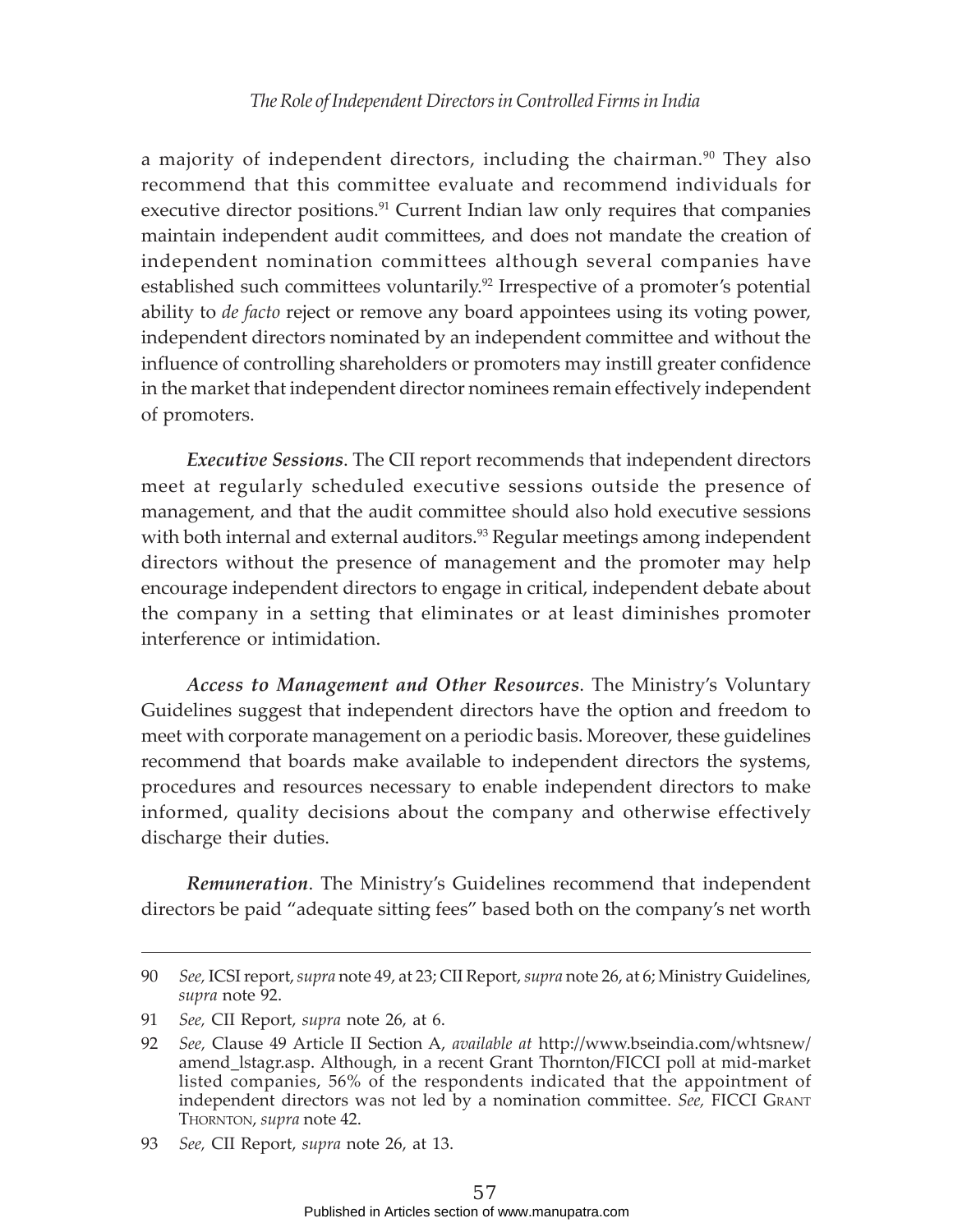a majority of independent directors, including the chairman.[90] They also recommend that this committee evaluate and recommend individuals for executive director positions.[91] Current Indian law only requires that companies maintain independent audit committees, and does not mandate the creation of independent nomination committees although several companies have established such committees voluntarily.[92] Irrespective of a promoter's potential ability to *de facto* reject or remove any board appointees using its voting power, independent directors nominated by an independent committee and without the influence of controlling shareholders or promoters may instill greater confidence in the market that independent director nominees remain effectively independent of promoters.

***Executive Sessions***. The CII report recommends that independent directors meet at regularly scheduled executive sessions outside the presence of management, and that the audit committee should also hold executive sessions with both internal and external auditors.[93] Regular meetings among independent directors without the presence of management and the promoter may help encourage independent directors to engage in critical, independent debate about the company in a setting that eliminates or at least diminishes promoter interference or intimidation.

***Access to Management and Other Resources***. The Ministry's Voluntary Guidelines suggest that independent directors have the option and freedom to meet with corporate management on a periodic basis. Moreover, these guidelines recommend that boards make available to independent directors the systems, procedures and resources necessary to enable independent directors to make informed, quality decisions about the company and otherwise effectively discharge their duties.

***Remuneration***. The Ministry's Guidelines recommend that independent directors be paid "adequate sitting fees" based both on the company's net worth

---

90 *See,* ICSI report, *supra* note 49, at 23; CII Report, *supra* note 26, at 6; Ministry Guidelines, *supra* note 92.

91 *See,* CII Report, *supra* note 26, at 6.

92 *See,* Clause 49 Article II Section A, *available at* http://www.bseindia.com/whtsnew/amend_lstagr.asp. Although, in a recent Grant Thornton/FICCI poll at mid-market listed companies, 56% of the respondents indicated that the appointment of independent directors was not led by a nomination committee. *See,* FICCI Grant Thornton, *supra* note 42.

93 *See,* CII Report, *supra* note 26, at 13.

Published in Articles section of www.manupatra.com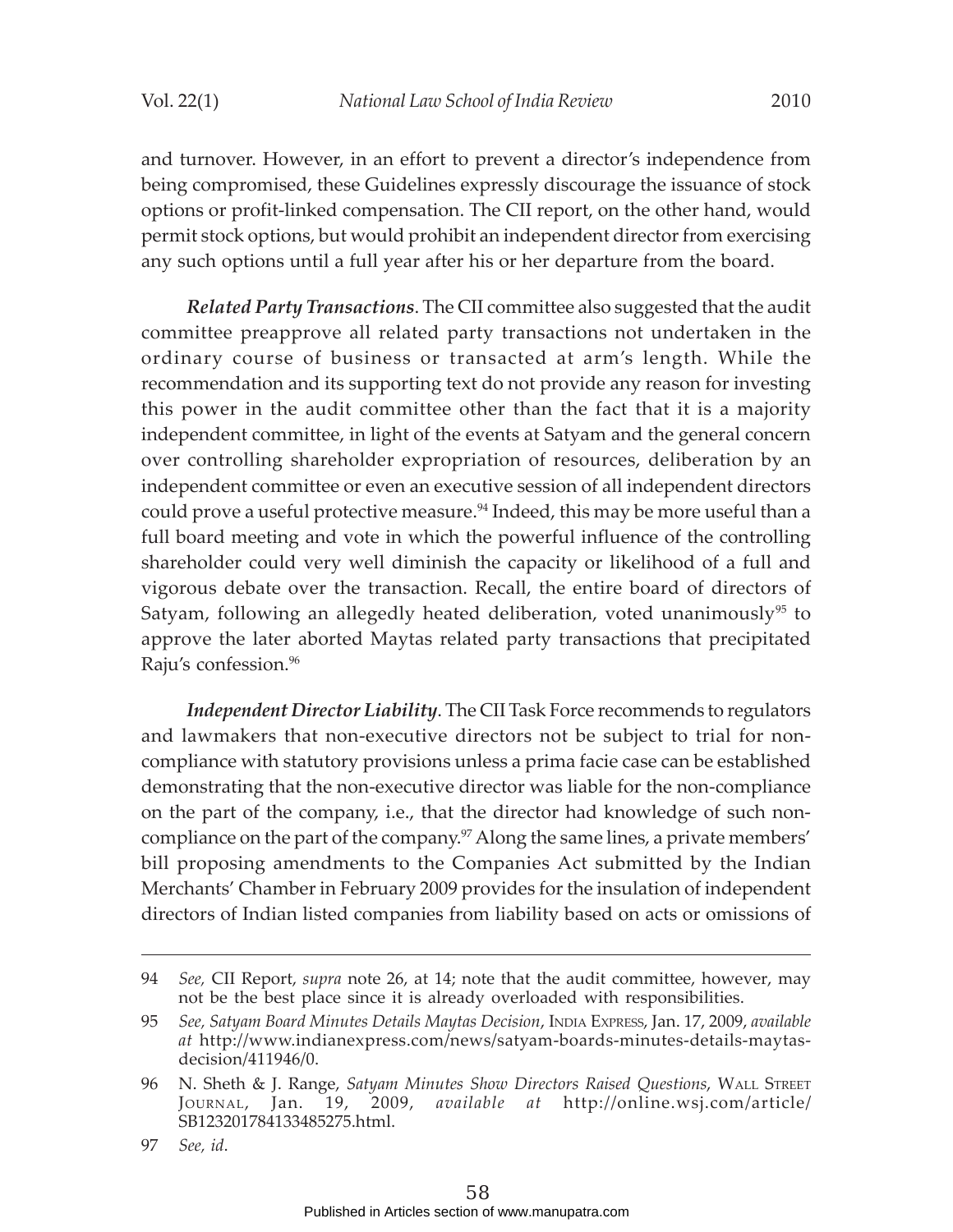and turnover. However, in an effort to prevent a director's independence from being compromised, these Guidelines expressly discourage the issuance of stock options or profit-linked compensation. The CII report, on the other hand, would permit stock options, but would prohibit an independent director from exercising any such options until a full year after his or her departure from the board.

***Related Party Transactions***. The CII committee also suggested that the audit committee preapprove all related party transactions not undertaken in the ordinary course of business or transacted at arm's length. While the recommendation and its supporting text do not provide any reason for investing this power in the audit committee other than the fact that it is a majority independent committee, in light of the events at Satyam and the general concern over controlling shareholder expropriation of resources, deliberation by an independent committee or even an executive session of all independent directors could prove a useful protective measure.[94] Indeed, this may be more useful than a full board meeting and vote in which the powerful influence of the controlling shareholder could very well diminish the capacity or likelihood of a full and vigorous debate over the transaction. Recall, the entire board of directors of Satyam, following an allegedly heated deliberation, voted unanimously[95] to approve the later aborted Maytas related party transactions that precipitated Raju's confession.[96]

***Independent Director Liability***. The CII Task Force recommends to regulators and lawmakers that non-executive directors not be subject to trial for non-compliance with statutory provisions unless a prima facie case can be established demonstrating that the non-executive director was liable for the non-compliance on the part of the company, i.e., that the director had knowledge of such non-compliance on the part of the company.[97] Along the same lines, a private members' bill proposing amendments to the Companies Act submitted by the Indian Merchants' Chamber in February 2009 provides for the insulation of independent directors of Indian listed companies from liability based on acts or omissions of

---

94 *See,* CII Report, *supra* note 26, at 14; note that the audit committee, however, may not be the best place since it is already overloaded with responsibilities.

95 *See, Satyam Board Minutes Details Maytas Decision*, India Express, Jan. 17, 2009, *available at* http://www.indianexpress.com/news/satyam-boards-minutes-details-maytas-decision/411946/0.

96 N. Sheth & J. Range, *Satyam Minutes Show Directors Raised Questions*, Wall Street Journal, Jan. 19, 2009, *available at* http://online.wsj.com/article/SB123201784133485275.html.

97 *See, id.*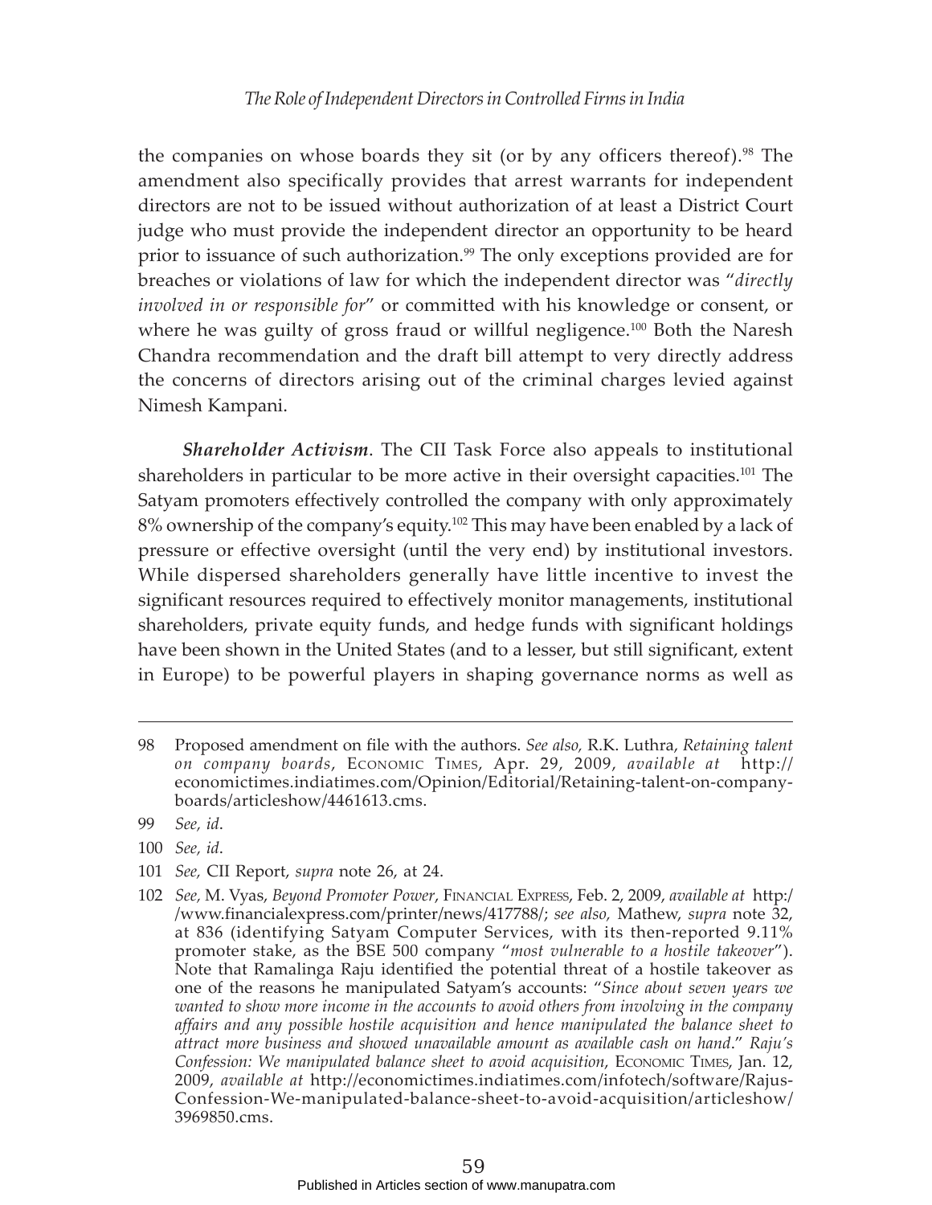the companies on whose boards they sit (or by any officers thereof).[98] The amendment also specifically provides that arrest warrants for independent directors are not to be issued without authorization of at least a District Court judge who must provide the independent director an opportunity to be heard prior to issuance of such authorization.[99] The only exceptions provided are for breaches or violations of law for which the independent director was "*directly involved in or responsible for*" or committed with his knowledge or consent, or where he was guilty of gross fraud or willful negligence.[100] Both the Naresh Chandra recommendation and the draft bill attempt to very directly address the concerns of directors arising out of the criminal charges levied against Nimesh Kampani.

***Shareholder Activism***. The CII Task Force also appeals to institutional shareholders in particular to be more active in their oversight capacities.[101] The Satyam promoters effectively controlled the company with only approximately 8% ownership of the company's equity.[102] This may have been enabled by a lack of pressure or effective oversight (until the very end) by institutional investors. While dispersed shareholders generally have little incentive to invest the significant resources required to effectively monitor managements, institutional shareholders, private equity funds, and hedge funds with significant holdings have been shown in the United States (and to a lesser, but still significant, extent in Europe) to be powerful players in shaping governance norms as well as

---

98 Proposed amendment on file with the authors. *See also,* R.K. Luthra, *Retaining talent on company boards*, Economic Times, Apr. 29, 2009, *available at* http://economictimes.indiatimes.com/Opinion/Editorial/Retaining-talent-on-company-boards/articleshow/4461613.cms.

99 *See, id*.

100 *See, id*.

101 *See,* CII Report, *supra* note 26, at 24.

102 *See,* M. Vyas, *Beyond Promoter Power*, Financial Express, Feb. 2, 2009, *available at* http://www.financialexpress.com/printer/news/417788/; *see also,* Mathew, *supra* note 32, at 836 (identifying Satyam Computer Services, with its then-reported 9.11% promoter stake, as the BSE 500 company "*most vulnerable to a hostile takeover*"). Note that Ramalinga Raju identified the potential threat of a hostile takeover as one of the reasons he manipulated Satyam's accounts: "*Since about seven years we wanted to show more income in the accounts to avoid others from involving in the company affairs and any possible hostile acquisition and hence manipulated the balance sheet to attract more business and showed unavailable amount as available cash on hand*." *Raju's Confession: We manipulated balance sheet to avoid acquisition*, Economic Times, Jan. 12, 2009, *available at* http://economictimes.indiatimes.com/infotech/software/Rajus-Confession-We-manipulated-balance-sheet-to-avoid-acquisition/articleshow/3969850.cms.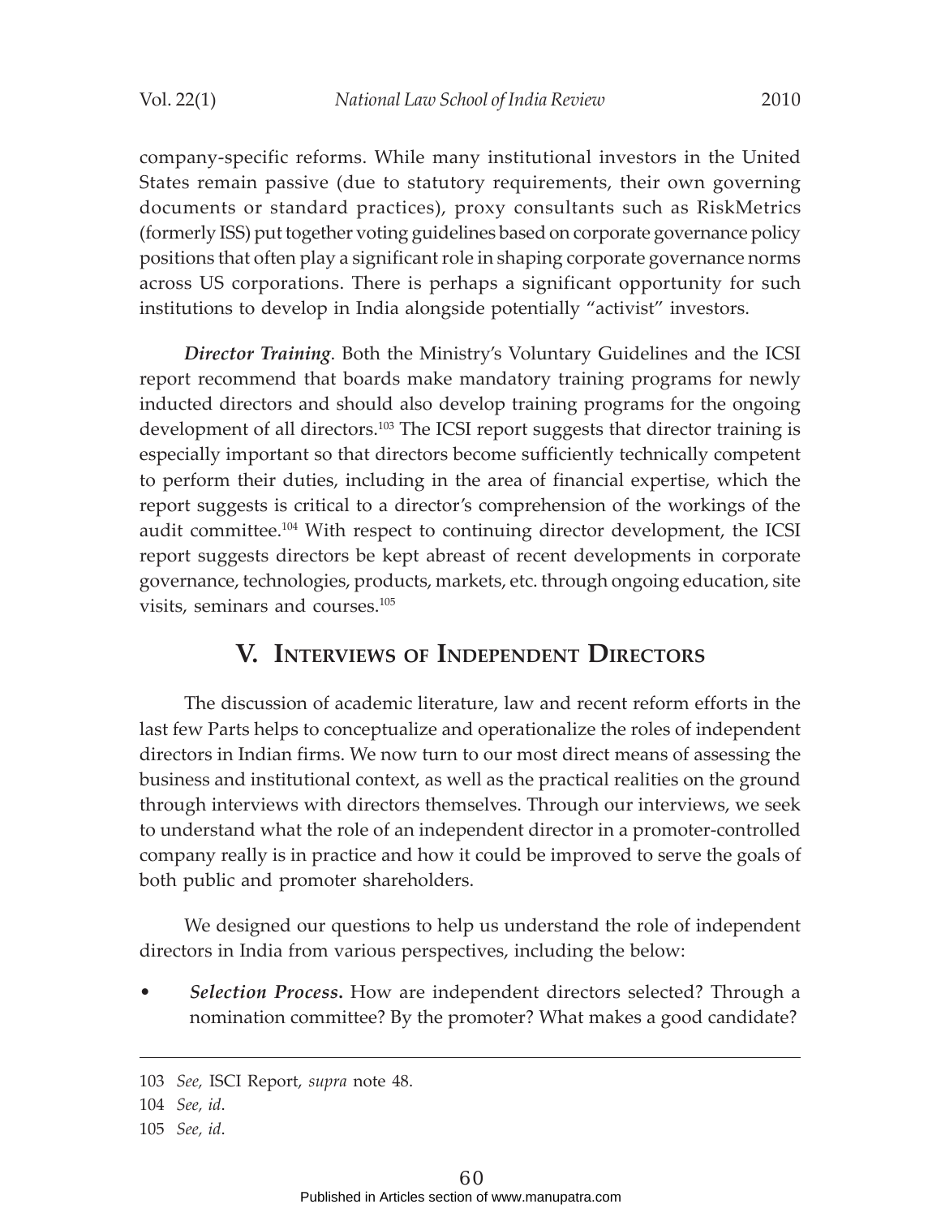company-specific reforms. While many institutional investors in the United States remain passive (due to statutory requirements, their own governing documents or standard practices), proxy consultants such as RiskMetrics (formerly ISS) put together voting guidelines based on corporate governance policy positions that often play a significant role in shaping corporate governance norms across US corporations. There is perhaps a significant opportunity for such institutions to develop in India alongside potentially "activist" investors.

***Director Training***. Both the Ministry's Voluntary Guidelines and the ICSI report recommend that boards make mandatory training programs for newly inducted directors and should also develop training programs for the ongoing development of all directors.[103] The ICSI report suggests that director training is especially important so that directors become sufficiently technically competent to perform their duties, including in the area of financial expertise, which the report suggests is critical to a director's comprehension of the workings of the audit committee.[104] With respect to continuing director development, the ICSI report suggests directors be kept abreast of recent developments in corporate governance, technologies, products, markets, etc. through ongoing education, site visits, seminars and courses.[105]

## V. Interviews of Independent Directors

The discussion of academic literature, law and recent reform efforts in the last few Parts helps to conceptualize and operationalize the roles of independent directors in Indian firms. We now turn to our most direct means of assessing the business and institutional context, as well as the practical realities on the ground through interviews with directors themselves. Through our interviews, we seek to understand what the role of an independent director in a promoter-controlled company really is in practice and how it could be improved to serve the goals of both public and promoter shareholders.

We designed our questions to help us understand the role of independent directors in India from various perspectives, including the below:

- ***Selection Process.*** How are independent directors selected? Through a nomination committee? By the promoter? What makes a good candidate?

---

103 *See,* ISCI Report, *supra* note 48.

104 *See, id*.

105 *See, id*.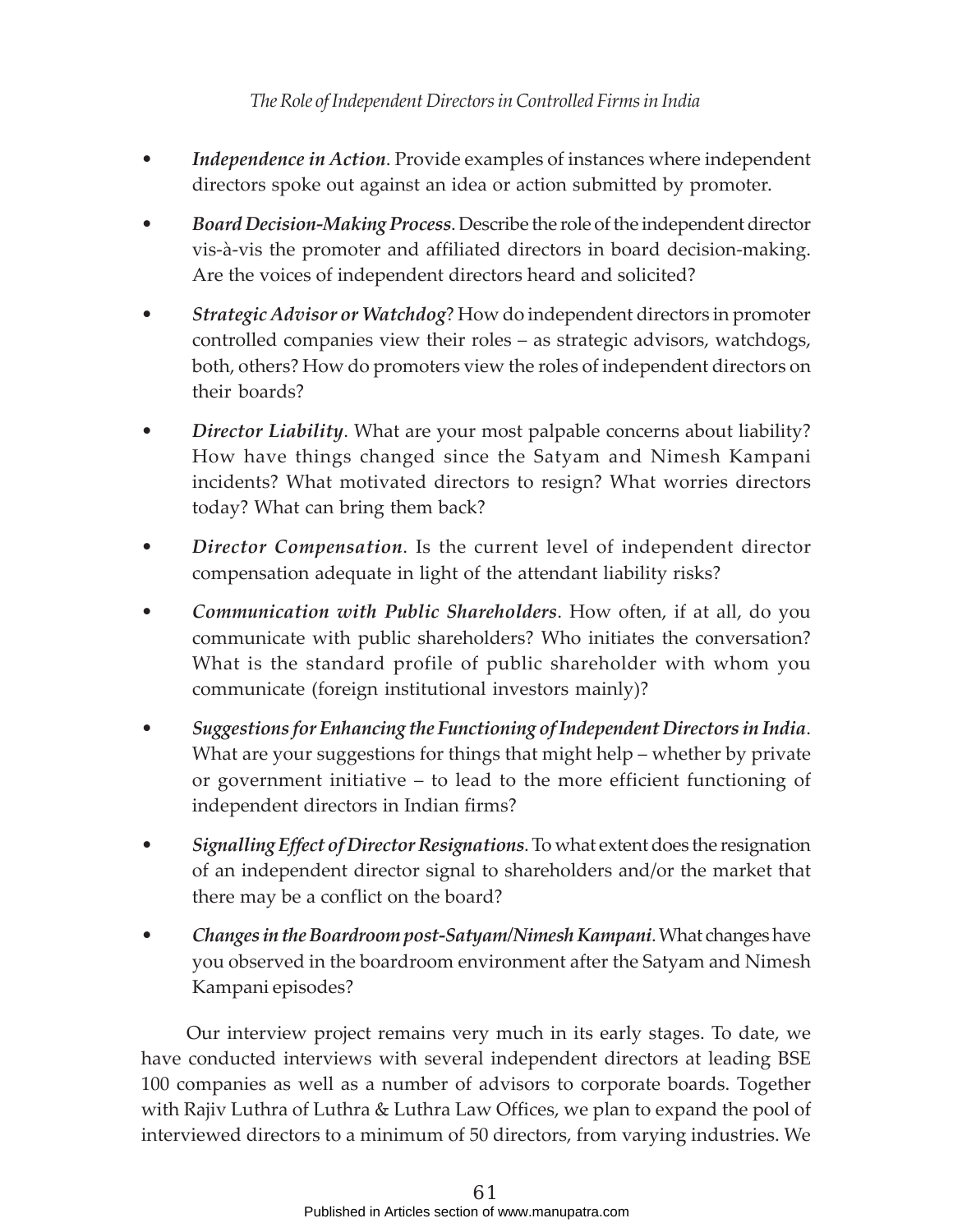- ***Independence in Action***. Provide examples of instances where independent directors spoke out against an idea or action submitted by promoter.

- ***Board Decision-Making Process***. Describe the role of the independent director vis-à-vis the promoter and affiliated directors in board decision-making. Are the voices of independent directors heard and solicited?

- ***Strategic Advisor or Watchdog***? How do independent directors in promoter controlled companies view their roles – as strategic advisors, watchdogs, both, others? How do promoters view the roles of independent directors on their boards?

- ***Director Liability***. What are your most palpable concerns about liability? How have things changed since the Satyam and Nimesh Kampani incidents? What motivated directors to resign? What worries directors today? What can bring them back?

- ***Director Compensation***. Is the current level of independent director compensation adequate in light of the attendant liability risks?

- ***Communication with Public Shareholders***. How often, if at all, do you communicate with public shareholders? Who initiates the conversation? What is the standard profile of public shareholder with whom you communicate (foreign institutional investors mainly)?

- ***Suggestions for Enhancing the Functioning of Independent Directors in India***. What are your suggestions for things that might help – whether by private or government initiative – to lead to the more efficient functioning of independent directors in Indian firms?

- ***Signalling Effect of Director Resignations***. To what extent does the resignation of an independent director signal to shareholders and/or the market that there may be a conflict on the board?

- ***Changes in the Boardroom post-Satyam/Nimesh Kampani***. What changes have you observed in the boardroom environment after the Satyam and Nimesh Kampani episodes?

Our interview project remains very much in its early stages. To date, we have conducted interviews with several independent directors at leading BSE 100 companies as well as a number of advisors to corporate boards. Together with Rajiv Luthra of Luthra & Luthra Law Offices, we plan to expand the pool of interviewed directors to a minimum of 50 directors, from varying industries. We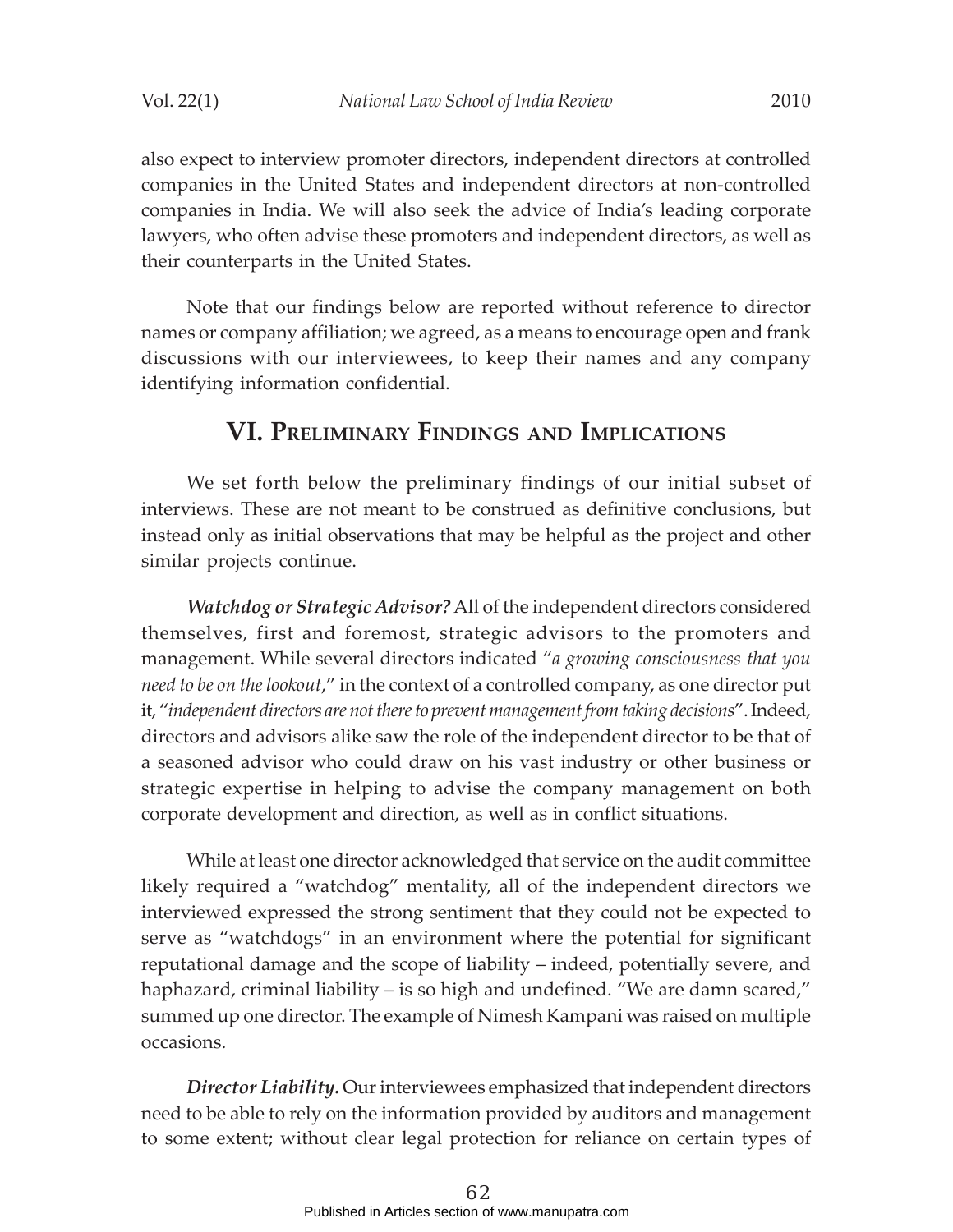also expect to interview promoter directors, independent directors at controlled companies in the United States and independent directors at non-controlled companies in India. We will also seek the advice of India's leading corporate lawyers, who often advise these promoters and independent directors, as well as their counterparts in the United States.

Note that our findings below are reported without reference to director names or company affiliation; we agreed, as a means to encourage open and frank discussions with our interviewees, to keep their names and any company identifying information confidential.

## VI. Preliminary Findings and Implications

We set forth below the preliminary findings of our initial subset of interviews. These are not meant to be construed as definitive conclusions, but instead only as initial observations that may be helpful as the project and other similar projects continue.

***Watchdog or Strategic Advisor?*** All of the independent directors considered themselves, first and foremost, strategic advisors to the promoters and management. While several directors indicated "*a growing consciousness that you need to be on the lookout*," in the context of a controlled company, as one director put it, "*independent directors are not there to prevent management from taking decisions*". Indeed, directors and advisors alike saw the role of the independent director to be that of a seasoned advisor who could draw on his vast industry or other business or strategic expertise in helping to advise the company management on both corporate development and direction, as well as in conflict situations.

While at least one director acknowledged that service on the audit committee likely required a "watchdog" mentality, all of the independent directors we interviewed expressed the strong sentiment that they could not be expected to serve as "watchdogs" in an environment where the potential for significant reputational damage and the scope of liability – indeed, potentially severe, and haphazard, criminal liability – is so high and undefined. "We are damn scared," summed up one director. The example of Nimesh Kampani was raised on multiple occasions.

***Director Liability.*** Our interviewees emphasized that independent directors need to be able to rely on the information provided by auditors and management to some extent; without clear legal protection for reliance on certain types of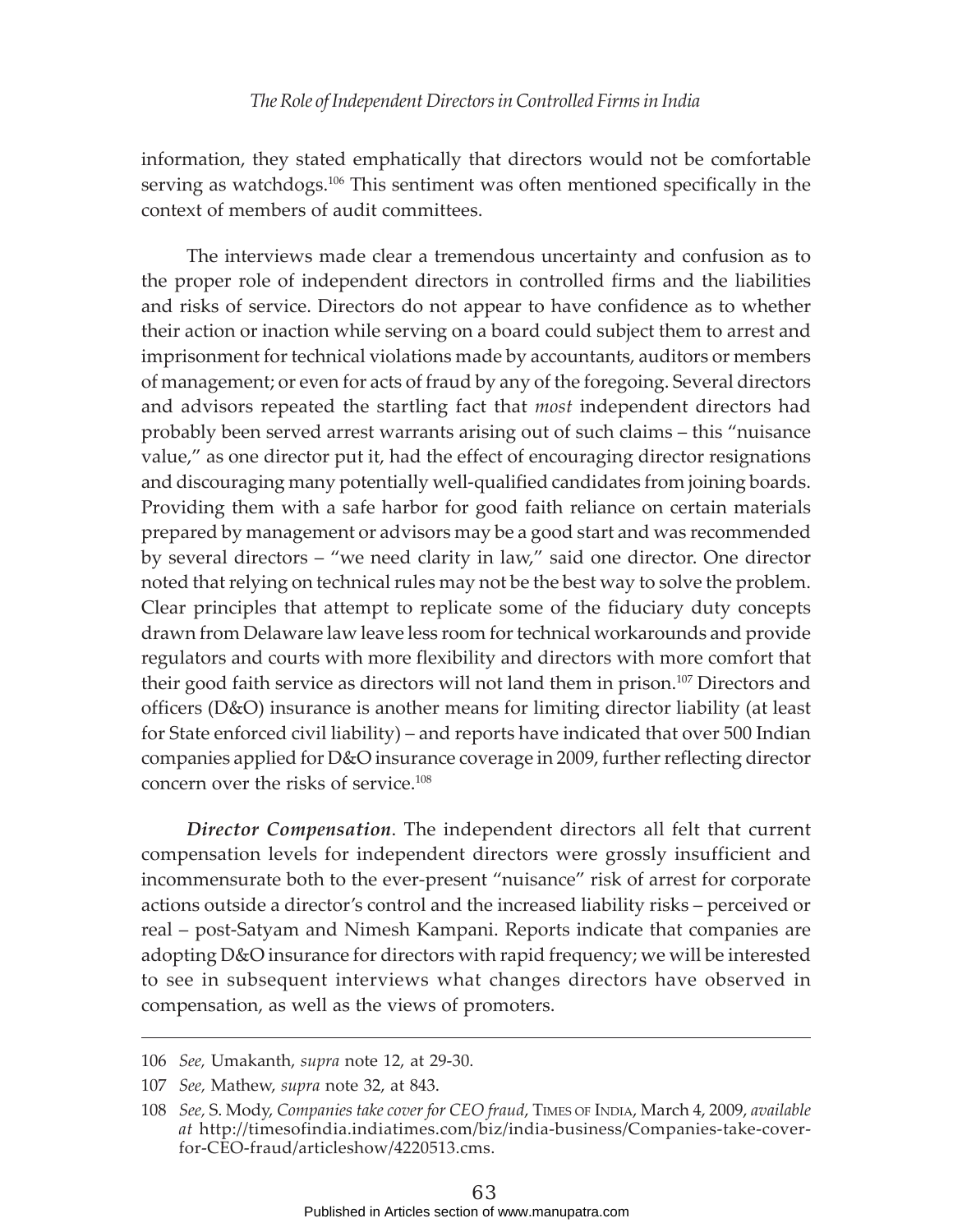information, they stated emphatically that directors would not be comfortable serving as watchdogs.[106] This sentiment was often mentioned specifically in the context of members of audit committees.

The interviews made clear a tremendous uncertainty and confusion as to the proper role of independent directors in controlled firms and the liabilities and risks of service. Directors do not appear to have confidence as to whether their action or inaction while serving on a board could subject them to arrest and imprisonment for technical violations made by accountants, auditors or members of management; or even for acts of fraud by any of the foregoing. Several directors and advisors repeated the startling fact that *most* independent directors had probably been served arrest warrants arising out of such claims – this "nuisance value," as one director put it, had the effect of encouraging director resignations and discouraging many potentially well-qualified candidates from joining boards. Providing them with a safe harbor for good faith reliance on certain materials prepared by management or advisors may be a good start and was recommended by several directors – "we need clarity in law," said one director. One director noted that relying on technical rules may not be the best way to solve the problem. Clear principles that attempt to replicate some of the fiduciary duty concepts drawn from Delaware law leave less room for technical workarounds and provide regulators and courts with more flexibility and directors with more comfort that their good faith service as directors will not land them in prison.[107] Directors and officers (D&O) insurance is another means for limiting director liability (at least for State enforced civil liability) – and reports have indicated that over 500 Indian companies applied for D&O insurance coverage in 2009, further reflecting director concern over the risks of service.[108]

***Director Compensation***. The independent directors all felt that current compensation levels for independent directors were grossly insufficient and incommensurate both to the ever-present "nuisance" risk of arrest for corporate actions outside a director's control and the increased liability risks – perceived or real – post-Satyam and Nimesh Kampani. Reports indicate that companies are adopting D&O insurance for directors with rapid frequency; we will be interested to see in subsequent interviews what changes directors have observed in compensation, as well as the views of promoters.

---

106 *See,* Umakanth, *supra* note 12, at 29-30.

107 *See,* Mathew, *supra* note 32, at 843.

108 *See,* S. Mody, *Companies take cover for CEO fraud*, Times of India, March 4, 2009, *available at* http://timesofindia.indiatimes.com/biz/india-business/Companies-take-cover-for-CEO-fraud/articleshow/4220513.cms.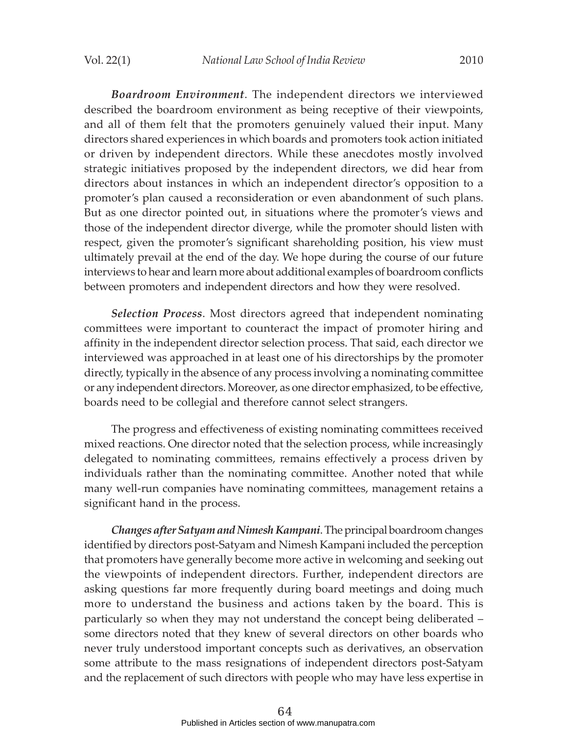*Boardroom Environment*. The independent directors we interviewed described the boardroom environment as being receptive of their viewpoints, and all of them felt that the promoters genuinely valued their input. Many directors shared experiences in which boards and promoters took action initiated or driven by independent directors. While these anecdotes mostly involved strategic initiatives proposed by the independent directors, we did hear from directors about instances in which an independent director's opposition to a promoter's plan caused a reconsideration or even abandonment of such plans. But as one director pointed out, in situations where the promoter's views and those of the independent director diverge, while the promoter should listen with respect, given the promoter's significant shareholding position, his view must ultimately prevail at the end of the day. We hope during the course of our future interviews to hear and learn more about additional examples of boardroom conflicts between promoters and independent directors and how they were resolved.

*Selection Process*. Most directors agreed that independent nominating committees were important to counteract the impact of promoter hiring and affinity in the independent director selection process. That said, each director we interviewed was approached in at least one of his directorships by the promoter directly, typically in the absence of any process involving a nominating committee or any independent directors. Moreover, as one director emphasized, to be effective, boards need to be collegial and therefore cannot select strangers.

The progress and effectiveness of existing nominating committees received mixed reactions. One director noted that the selection process, while increasingly delegated to nominating committees, remains effectively a process driven by individuals rather than the nominating committee. Another noted that while many well-run companies have nominating committees, management retains a significant hand in the process.

*Changes after Satyam and Nimesh Kampani*. The principal boardroom changes identified by directors post-Satyam and Nimesh Kampani included the perception that promoters have generally become more active in welcoming and seeking out the viewpoints of independent directors. Further, independent directors are asking questions far more frequently during board meetings and doing much more to understand the business and actions taken by the board. This is particularly so when they may not understand the concept being deliberated – some directors noted that they knew of several directors on other boards who never truly understood important concepts such as derivatives, an observation some attribute to the mass resignations of independent directors post-Satyam and the replacement of such directors with people who may have less expertise in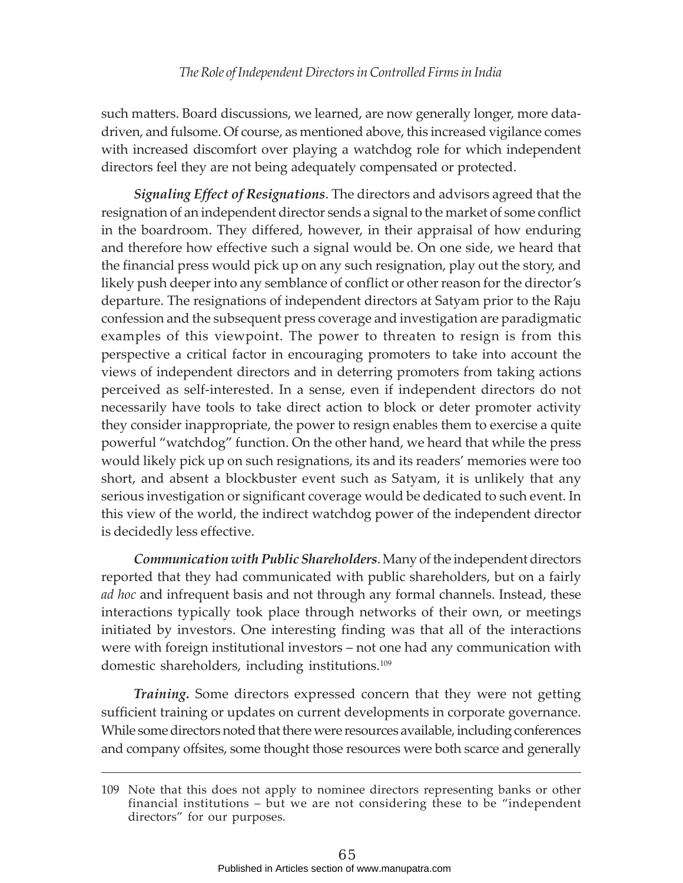such matters. Board discussions, we learned, are now generally longer, more data-driven, and fulsome. Of course, as mentioned above, this increased vigilance comes with increased discomfort over playing a watchdog role for which independent directors feel they are not being adequately compensated or protected.

***Signaling Effect of Resignations***. The directors and advisors agreed that the resignation of an independent director sends a signal to the market of some conflict in the boardroom. They differed, however, in their appraisal of how enduring and therefore how effective such a signal would be. On one side, we heard that the financial press would pick up on any such resignation, play out the story, and likely push deeper into any semblance of conflict or other reason for the director's departure. The resignations of independent directors at Satyam prior to the Raju confession and the subsequent press coverage and investigation are paradigmatic examples of this viewpoint. The power to threaten to resign is from this perspective a critical factor in encouraging promoters to take into account the views of independent directors and in deterring promoters from taking actions perceived as self-interested. In a sense, even if independent directors do not necessarily have tools to take direct action to block or deter promoter activity they consider inappropriate, the power to resign enables them to exercise a quite powerful "watchdog" function. On the other hand, we heard that while the press would likely pick up on such resignations, its and its readers' memories were too short, and absent a blockbuster event such as Satyam, it is unlikely that any serious investigation or significant coverage would be dedicated to such event. In this view of the world, the indirect watchdog power of the independent director is decidedly less effective.

***Communication with Public Shareholders***. Many of the independent directors reported that they had communicated with public shareholders, but on a fairly *ad hoc* and infrequent basis and not through any formal channels. Instead, these interactions typically took place through networks of their own, or meetings initiated by investors. One interesting finding was that all of the interactions were with foreign institutional investors – not one had any communication with domestic shareholders, including institutions.[109]

***Training.*** Some directors expressed concern that they were not getting sufficient training or updates on current developments in corporate governance. While some directors noted that there were resources available, including conferences and company offsites, some thought those resources were both scarce and generally

---

109 Note that this does not apply to nominee directors representing banks or other financial institutions – but we are not considering these to be "independent directors" for our purposes.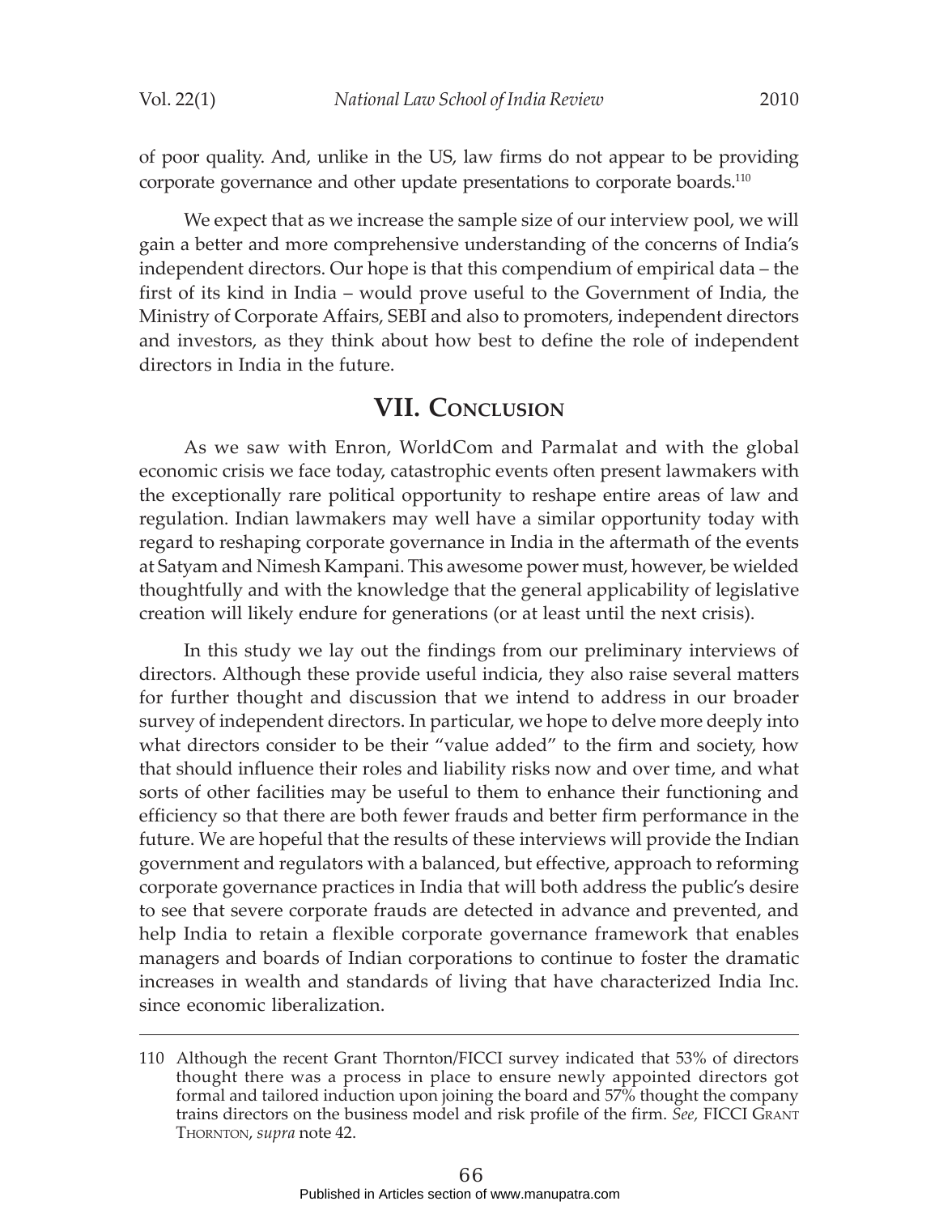of poor quality. And, unlike in the US, law firms do not appear to be providing corporate governance and other update presentations to corporate boards.[110]

We expect that as we increase the sample size of our interview pool, we will gain a better and more comprehensive understanding of the concerns of India's independent directors. Our hope is that this compendium of empirical data – the first of its kind in India – would prove useful to the Government of India, the Ministry of Corporate Affairs, SEBI and also to promoters, independent directors and investors, as they think about how best to define the role of independent directors in India in the future.

## VII. Conclusion

As we saw with Enron, WorldCom and Parmalat and with the global economic crisis we face today, catastrophic events often present lawmakers with the exceptionally rare political opportunity to reshape entire areas of law and regulation. Indian lawmakers may well have a similar opportunity today with regard to reshaping corporate governance in India in the aftermath of the events at Satyam and Nimesh Kampani. This awesome power must, however, be wielded thoughtfully and with the knowledge that the general applicability of legislative creation will likely endure for generations (or at least until the next crisis).

In this study we lay out the findings from our preliminary interviews of directors. Although these provide useful indicia, they also raise several matters for further thought and discussion that we intend to address in our broader survey of independent directors. In particular, we hope to delve more deeply into what directors consider to be their "value added" to the firm and society, how that should influence their roles and liability risks now and over time, and what sorts of other facilities may be useful to them to enhance their functioning and efficiency so that there are both fewer frauds and better firm performance in the future. We are hopeful that the results of these interviews will provide the Indian government and regulators with a balanced, but effective, approach to reforming corporate governance practices in India that will both address the public's desire to see that severe corporate frauds are detected in advance and prevented, and help India to retain a flexible corporate governance framework that enables managers and boards of Indian corporations to continue to foster the dramatic increases in wealth and standards of living that have characterized India Inc. since economic liberalization.

---

110 Although the recent Grant Thornton/FICCI survey indicated that 53% of directors thought there was a process in place to ensure newly appointed directors got formal and tailored induction upon joining the board and 57% thought the company trains directors on the business model and risk profile of the firm. *See,* FICCI Grant Thornton, *supra* note 42.

Published in Articles section of www.manupatra.com